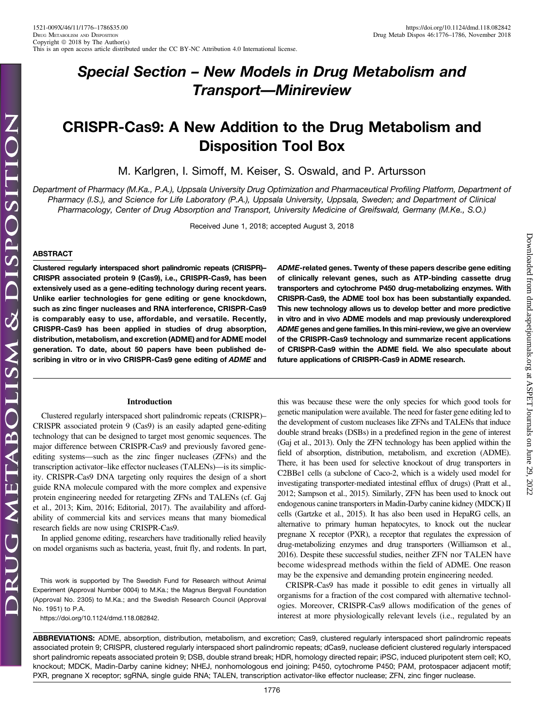## Special Section – New Models in Drug Metabolism and Transport—Minireview

# CRISPR-Cas9: A New Addition to the Drug Metabolism and Disposition Tool Box

M. Karlgren, I. Simoff, M. Keiser, S. Oswald, and P. Artursson

*Department of Pharmacy (M.Ka., P.A.), Uppsala University Drug Optimization and Pharmaceutical Profiling Platform, Department of Pharmacy (I.S.), and Science for Life Laboratory (P.A.), Uppsala University, Uppsala, Sweden; and Department of Clinical Pharmacology, Center of Drug Absorption and Transport, University Medicine of Greifswald, Germany (M.Ke., S.O.)*

Received June 1, 2018; accepted August 3, 2018

### ABSTRACT

**Clustered regularly interspaced short palindromic repeats (CRISPR)–CRISPR associated protein 9 (Cas9), i.e., CRISPR-Cas9, has been extensively used as a gene-editing technology during recent years. Unlike earlier technologies for gene editing or gene knockdown, such as zinc finger nucleases and RNA interference, CRISPR-Cas9 is comparably easy to use, affordable, and versatile. Recently, CRISPR-Cas9 has been applied in studies of drug absorption, distribution, metabolism, and excretion (ADME) and for ADME model generation. To date, about 50 papers have been published describing in vitro or in vivo CRISPR-Cas9 gene editing of *ADME* and *ADME*-related genes. Twenty of these papers describe gene editing of clinically relevant genes, such as ATP-binding cassette drug transporters and cytochrome P450 drug-metabolizing enzymes. With CRISPR-Cas9, the ADME tool box has been substantially expanded. This new technology allows us to develop better and more predictive in vitro and in vivo ADME models and map previously underexplored *ADME* genes and gene families. In this mini-review, we give an overview of the CRISPR-Cas9 technology and summarize recent applications of CRISPR-Cas9 within the ADME field. We also speculate about future applications of CRISPR-Cas9 in ADME research.**

## Introduction

Clustered regularly interspaced short palindromic repeats (CRISPR)–CRISPR associated protein 9 (Cas9) is an easily adapted gene-editing technology that can be designed to target most genomic sequences. The major difference between CRISPR-Cas9 and previously favored gene-editing systems—such as the zinc finger nucleases (ZFNs) and the transcription activator–like effector nucleases (TALENs)—is its simplicity. CRISPR-Cas9 DNA targeting only requires the design of a short guide RNA molecule compared with the more complex and expensive protein engineering needed for retargeting ZFNs and TALENs (cf. Gaj et al., 2013; Kim, 2016; Editorial, 2017). The availability and affordability of commercial kits and services means that many biomedical research fields are now using CRISPR-Cas9.

In applied genome editing, researchers have traditionally relied heavily on model organisms such as bacteria, yeast, fruit fly, and rodents. In part, this was because these were the only species for which good tools for genetic manipulation were available. The need for faster gene editing led to the development of custom nucleases like ZFNs and TALENs that induce double strand breaks (DSBs) in a predefined region in the gene of interest (Gaj et al., 2013). Only the ZFN technology has been applied within the field of absorption, distribution, metabolism, and excretion (ADME). There, it has been used for selective knockout of drug transporters in C2BBe1 cells (a subclone of Caco-2, which is a widely used model for investigating transporter-mediated intestinal efflux of drugs) (Pratt et al., 2012; Sampson et al., 2015). Similarly, ZFN has been used to knock out endogenous canine transporters in Madin-Darby canine kidney (MDCK) II cells (Gartzke et al., 2015). It has also been used in HepaRG cells, an alternative to primary human hepatocytes, to knock out the nuclear pregnane X receptor (PXR), a receptor that regulates the expression of drug-metabolizing enzymes and drug transporters (Williamson et al., 2016). Despite these successful studies, neither ZFN nor TALEN have become widespread methods within the field of ADME. One reason may be the expensive and demanding protein engineering needed.

CRISPR-Cas9 has made it possible to edit genes in virtually all organisms for a fraction of the cost compared with alternative technologies. Moreover, CRISPR-Cas9 allows modification of the genes of interest at more physiologically relevant levels (i.e., regulated by an

This work is supported by The Swedish Fund for Research without Animal Experiment (Approval Number 0004) to M.Ka.; the Magnus Bergvall Foundation (Approval No. 2305) to M.Ka.; and the Swedish Research Council (Approval No. 1951) to P.A.

https://doi.org/10.1124/dmd.118.082842.

**ABBREVIATIONS:** ADME, absorption, distribution, metabolism, and excretion; Cas9, clustered regularly interspaced short palindromic repeats associated protein 9; CRISPR, clustered regularly interspaced short palindromic repeats; dCas9, nuclease deficient clustered regularly interspaced short palindromic repeats associated protein 9; DSB, double strand break; HDR, homology directed repair; iPSC, induced pluripotent stem cell; KO, knockout; MDCK, Madin-Darby canine kidney; NHEJ, nonhomologous end joining; P450, cytochrome P450; PAM, protospacer adjacent motif; PXR, pregnane X receptor; sgRNA, single guide RNA; TALEN, transcription activator-like effector nuclease; ZFN, zinc finger nuclease.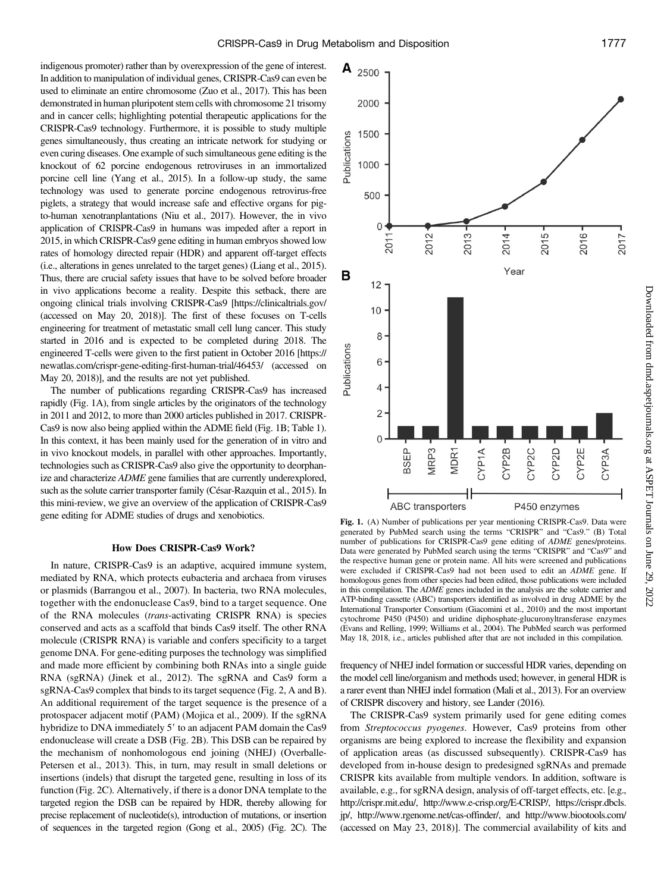indigenous promoter) rather than by overexpression of the gene of interest. In addition to manipulation of individual genes, CRISPR-Cas9 can even be used to eliminate an entire chromosome (Zuo et al., 2017). This has been demonstrated in human pluripotent stem cells with chromosome 21 trisomy and in cancer cells; highlighting potential therapeutic applications for the CRISPR-Cas9 technology. Furthermore, it is possible to study multiple genes simultaneously, thus creating an intricate network for studying or even curing diseases. One example of such simultaneous gene editing is the knockout of 62 porcine endogenous retroviruses in an immortalized porcine cell line (Yang et al., 2015). In a follow-up study, the same technology was used to generate porcine endogenous retrovirus-free piglets, a strategy that would increase safe and effective organs for pig-to-human xenotranplantations (Niu et al., 2017). However, the in vivo application of CRISPR-Cas9 in humans was impeded after a report in 2015, in which CRISPR-Cas9 gene editing in human embryos showed low rates of homology directed repair (HDR) and apparent off-target effects (i.e., alterations in genes unrelated to the target genes) (Liang et al., 2015). Thus, there are crucial safety issues that have to be solved before broader in vivo applications become a reality. Despite this setback, there are ongoing clinical trials involving CRISPR-Cas9 [https://clinicaltrials.gov/ (accessed on May 20, 2018)]. The first of these focuses on T-cells engineering for treatment of metastatic small cell lung cancer. This study started in 2016 and is expected to be completed during 2018. The engineered T-cells were given to the first patient in October 2016 [https://newatlas.com/crispr-gene-editing-first-human-trial/46453/ (accessed on May 20, 2018)], and the results are not yet published.

The number of publications regarding CRISPR-Cas9 has increased rapidly (Fig. 1A), from single articles by the originators of the technology in 2011 and 2012, to more than 2000 articles published in 2017. CRISPR-Cas9 is now also being applied within the ADME field (Fig. 1B; Table 1). In this context, it has been mainly used for the generation of in vitro and in vivo knockout models, in parallel with other approaches. Importantly, technologies such as CRISPR-Cas9 also give the opportunity to deorphanize and characterize *ADME* gene families that are currently underexplored, such as the solute carrier transporter family (César-Razquin et al., 2015). In this mini-review, we give an overview of the application of CRISPR-Cas9 gene editing for ADME studies of drugs and xenobiotics.

**Fig. 1.** (A) Number of publications per year mentioning CRISPR-Cas9. Data were generated by PubMed search using the terms "CRISPR" and "Cas9." (B) Total number of publications for CRISPR-Cas9 gene editing of *ADME* genes/proteins. Data were generated by PubMed search using the terms "CRISPR" and "Cas9" and the respective human gene or protein name. All hits were screened and publications were excluded if CRISPR-Cas9 had not been used to edit an *ADME* gene. If homologous genes from other species had been edited, those publications were included in this compilation. The *ADME* genes included in the analysis are the solute carrier and ATP-binding cassette (ABC) transporters identified as involved in drug ADME by the International Transporter Consortium (Giacomini et al., 2010) and the most important cytochrome P450 (P450) and uridine diphosphate-glucuronyltransferase enzymes (Evans and Relling, 1999; Williams et al., 2004). The PubMed search was performed May 18, 2018, i.e., articles published after that are not included in this compilation.

## How Does CRISPR-Cas9 Work?

In nature, CRISPR-Cas9 is an adaptive, acquired immune system, mediated by RNA, which protects eubacteria and archaea from viruses or plasmids (Barrangou et al., 2007). In bacteria, two RNA molecules, together with the endonuclease Cas9, bind to a target sequence. One of the RNA molecules (*trans*-activating CRISPR RNA) is species conserved and acts as a scaffold that binds Cas9 itself. The other RNA molecule (CRISPR RNA) is variable and confers specificity to a target genome DNA. For gene-editing purposes the technology was simplified and made more efficient by combining both RNAs into a single guide RNA (sgRNA) (Jinek et al., 2012). The sgRNA and Cas9 form a sgRNA-Cas9 complex that binds to its target sequence (Fig. 2, A and B). An additional requirement of the target sequence is the presence of a protospacer adjacent motif (PAM) (Mojica et al., 2009). If the sgRNA hybridize to DNA immediately 5′ to an adjacent PAM domain the Cas9 endonuclease will create a DSB (Fig. 2B). This DSB can be repaired by the mechanism of nonhomologous end joining (NHEJ) (Overballe-Petersen et al., 2013). This, in turn, may result in small deletions or insertions (indels) that disrupt the targeted gene, resulting in loss of its function (Fig. 2C). Alternatively, if there is a donor DNA template to the targeted region the DSB can be repaired by HDR, thereby allowing for precise replacement of nucleotide(s), introduction of mutations, or insertion of sequences in the targeted region (Gong et al., 2005) (Fig. 2C). The frequency of NHEJ indel formation or successful HDR varies, depending on the model cell line/organism and methods used; however, in general HDR is a rarer event than NHEJ indel formation (Mali et al., 2013). For an overview of CRISPR discovery and history, see Lander (2016).

The CRISPR-Cas9 system primarily used for gene editing comes from *Streptococcus pyogenes*. However, Cas9 proteins from other organisms are being explored to increase the flexibility and expansion of application areas (as discussed subsequently). CRISPR-Cas9 has developed from in-house design to predesigned sgRNAs and premade CRISPR kits available from multiple vendors. In addition, software is available, e.g., for sgRNA design, analysis of off-target effects, etc. [e.g., http://crispr.mit.edu/, http://www.e-crisp.org/E-CRISP/, https://crispr.dbcls.jp/, http://www.rgenome.net/cas-offinder/, and http://www.biootools.com/ (accessed on May 23, 2018)]. The commercial availability of kits and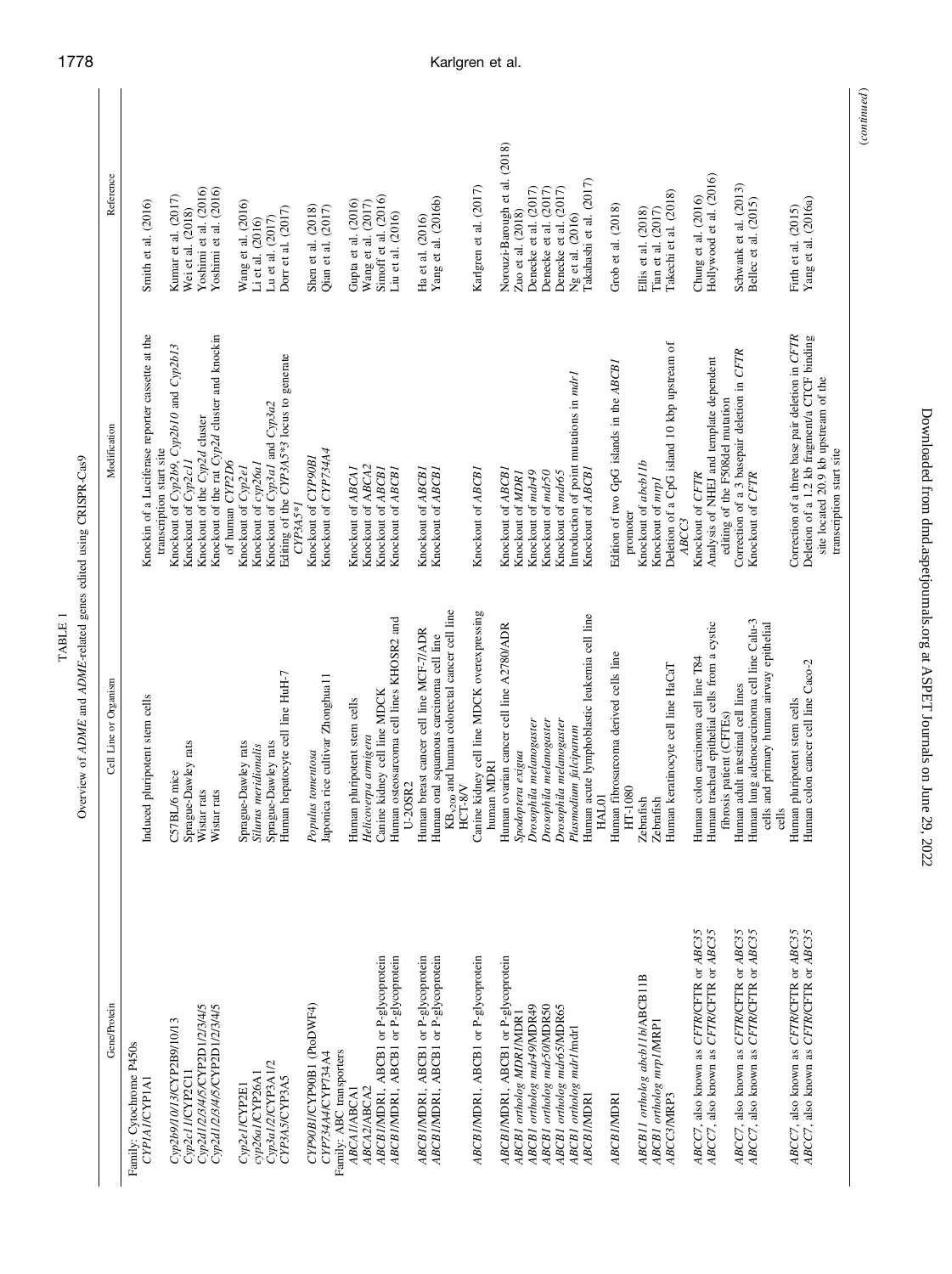TABLE 1

Overview of *ADME* and *ADME*-related genes edited using CRISPR-Cas9

| Gene/Protein | Cell Line or Organism | Modification | Reference |
|---|---|---|---|
| Family: Cytochrome P450s | | | |
| *CYP1A1*/CYP1A1 | Induced pluripotent stem cells | Knockin of a Luciferase reporter cassette at the transcription start site | Smith et al. (2016) |
| *Cyp2b9/10/13*/CYP2B9/10/13 | C57BL/6 mice | Knockout of *Cyp2b9*, *Cyp2b10* and *Cyp2b13* | Kumar et al. (2017) |
| *cyp2c11*/CYP2C11 | Sprague-Dawley rats | Knockout of *Cyp2c11* | Wei et al. (2018) |
| *Cyp2d1/2/3/4/5*/CYP2D1/2/3/4/5 | Wistar rats | Knockout of the *Cyp2d* cluster | Yoshimi et al. (2016) |
| *Cyp2d1/2/3/4/5*/CYP2D1/2/3/4/5 | Wistar rats | Knockout of the rat *Cyp2d* cluster and knockin of human *CYP2D6* | Yoshimi et al. (2016) |
| *Cyp2e1*/CYP2E1 | Sprague-Dawley rats | Knockout of *Cyp2e1* | Wang et al. (2016) |
| *cyp26a1*/CYP26A1 | *Silurus meridionalis* | Knockout of *cyp26a1* | Li et al. (2016) |
| *Cyp3a1/2*/CYP3A1/2 | Sprague-Dawley rats | Knockout of *Cyp3a1* and *Cyp3a2* | Lu et al. (2017) |
| *CYP3A5*/CYP3A5 | Human hepatocyte cell line HuH-7 | Editing of the *CYP3A5\*3* locus to generate *CYP3A5\*1* | Dorr et al. (2017) |
| *CYP90B1*/CYP90B1 (PtoDWF4) | *Populus tomentosa* | Knockout of *CYP90B1* | Shen et al. (2018) |
| *CYP734A4*/CYP734A4 | Japonica rice cultivar Zhonghua11 | Knockout of *CYP734A4* | Qian et al. (2017) |
| Family: ABC transporters | | | |
| *ABCA1*/ABCA1 | Human pluripotent stem cells | Knockout of *ABCA1* | Gupta et al. (2016) |
| *ABCA2*/ABCA2 | *Helicoverpa armigera* | Knockout of *ABCA2* | Wang et al. (2017) |
| *ABCB1*/MDR1, ABCB1 or P-glycoprotein | Canine kidney cell line MDCK | Knockout of *ABCB1* | Simoff et al. (2016) |
| *ABCB1*/MDR1, ABCB1 or P-glycoprotein | Human osteosarcoma cell lines KHOSR2 and U-2OSR2 | Knockout of *ABCB1* | Liu et al. (2016) |
| *ABCB1*/MDR1, ABCB1 or P-glycoprotein | Human breast cancer cell line MCF-7/ADR | Knockout of *ABCB1* | Ha et al. (2016) |
| *ABCB1*/MDR1, ABCB1 or P-glycoprotein | Human oral squamous carcinoma cell line $KB_{200}$ and human colorectal cancer cell line HCT-8/V | Knockout of *ABCB1* | Yang et al. (2016b) |
| *ABCB1*/MDR1, ABCB1 or P-glycoprotein | Canine kidney cell line MDCK overexpressing human MDR1 | Knockout of *ABCB1* | Karlgren et al. (2017) |
| *ABCB1*/MDR1, ABCB1 or P-glycoprotein | Human ovarian cancer cell line A2780/ADR | Knockout of *ABCB1* | Norouzi-Barough et al. (2018) |
| *ABCB1 ortholog MDR1*/MDR1 | *Spodoptera exigua* | Knockout of *MDR1* | Zuo et al. (2018) |
| *ABCB1 ortholog mdr49*/MDR49 | *Drosophila melanogaster* | Knockout of *mdr49* | Denecke et al. (2017) |
| *ABCB1 ortholog mdr50*/MDR50 | *Drosophila melanogaster* | Knockout of *mdr50* | Denecke et al. (2017) |
| *ABCB1 ortholog mdr65*/MDR65 | *Drosophila melanogaster* | Knockout of *mdr65* | Denecke et al. (2017) |
| *ABCB1 ortholog mdr1*/mdr1 | *Plasmodium falciparum* | Introduction of point mutations in *mdr1* | Ng et al. (2016) |
| *ABCB1*/MDR1 | Human acute lymphoblastic leukemia cell line HAL01 | Knockout of *ABCB1* | Takahashi et al. (2017) |
| *ABCB1*/MDR1 | Human fibrosarcoma derived cells line HT-1080 | Edition of two GpG islands in the *ABCB1* promoter | Grob et al. (2018) |
| *ABCB11 ortholog abcb11b*/ABCB11B | Zebrafish | Knockout of *abcb11b* | Ellis et al. (2018) |
| *ABCC1 ortholog mrp1*/MRP1 | Zebrafish | Knockout of *mrp1* | Tian et al. (2017) |
| *ABCC3*/MRP3 | Human keratinocyte cell line HaCaT | Deletion of a CpG island 10 kbp upstream of *ABCC3* | Takechi et al. (2018) |
| *ABCC7*, also known as *CFTR*/CFTR or *ABC35* | Human colon carcinoma cell line T84 | Knockout of *CFTR* | Chung et al. (2016) |
| *ABCC7*, also known as *CFTR*/CFTR or *ABC35* | Human tracheal epithelial cells from a cystic fibrosis patient (CFTEs) | Analysis of NHEJ and template dependent editing of the F508del mutation | Hollywood et al. (2016) |
| *ABCC7*, also known as *CFTR*/CFTR or *ABC35* | Human adult intestinal cell lines | Correction of a 3 basepair deletion in *CFTR* | Schwank et al. (2013) |
| *ABCC7*, also known as *CFTR*/CFTR or *ABC35* | Human lung adenocarcinoma cell line Calu-3 cells and primary human airway epithelial cells | Knockout of *CFTR* | Bellec et al. (2015) |
| *ABCC7*, also known as *CFTR*/CFTR or *ABC35* | Human pluripotent stem cells | Correction of a three base pair deletion in *CFTR* | Firth et al. (2015) |
| *ABCC7*, also known as *CFTR*/CFTR or *ABC35* | Human colon cancer cell line Caco-2 | Deletion of a 1.2 kb fragment/a CTCF binding site located 20.9 kb upstream of the transcription start site | Yang et al. (2016a) |

(*continued*)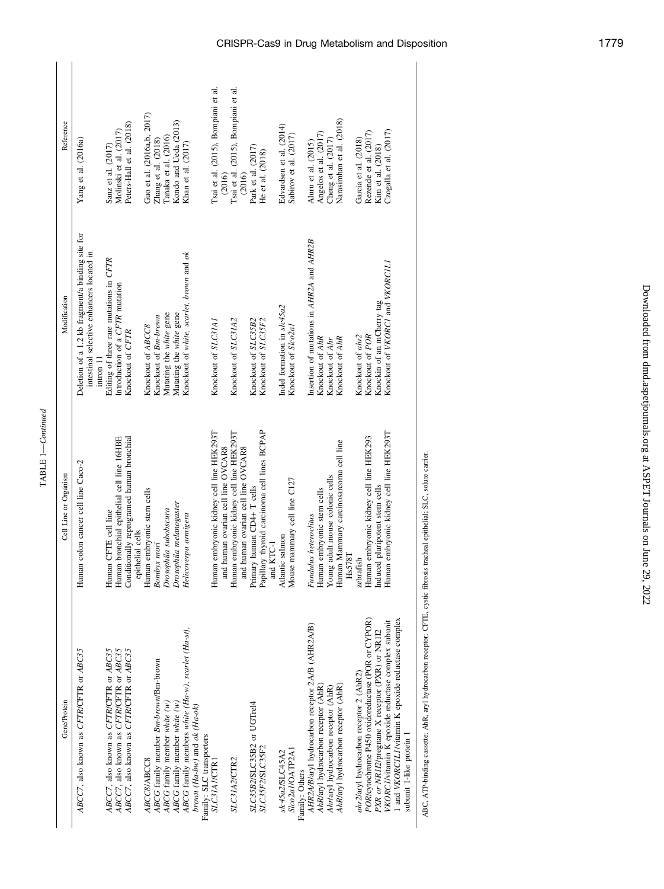TABLE 1—*Continued*

| Gene/Protein | Cell Line or Organism | Modification | Reference |
|---|---|---|---|
| *ABCC7*, also known as *CFTR*/CFTR or *ABC35* | Human colon cancer cell line Caco-2 | Deletion of a 1.2 kb fragment/a binding site for intestinal selective enhancers located in intron 11 | Yang et al. (2016a) |
| *ABCC7*, also known as *CFTR*/CFTR or *ABC35* | Human CFTE cell line | Editing of three rare mutations in *CFTR* | Sanz et al. (2017) |
| *ABCC7*, also known as *CFTR*/CFTR or *ABC35* | Human bronchial epithelial cell line 16HBE | Introduction of a *CFTR* mutation | Molinski et al. (2017) |
| *ABCC7*, also known as *CFTR*/CFTR or *ABC35* | Conditionally reprogramed human bronchial epithelial cells | Knockout of *CFTR* | Peters-Hall et al. (2018) |
| *ABCC8*/ABCC8 | Human embryonic stem cells | Knockout of *ABCC8* | Guo et al. (2016a,b, 2017) |
| *ABCG* family member *Bm-brown*/Bm-brown | *Bombyx mori* | Knockout of *Bm-brown* | Zhang et al. (2018) |
| *ABCG* family member *white* (*w*) | *Drosophila subobscura* | Mutating the *white* gene | Tanaka et al. (2016) |
| *ABCG* family member *white* (*w*) | *Drosophila melanogaster* | Mutating the *white* gene | Kondo and Ueda (2013) |
| *ABCG* family members *white* (*Ha-w*), *scarlet* (*Ha-st*), *brown* (*Ha-bw*) and *ok* (*Ha-ok*) | *Helicoverpa armigera* | Knockout of *white*, *scarlet*, *brown* and *ok* | Khan et al. (2017) |
| Family: SLC transporters | | | |
| *SLC31A1*/CTR1 | Human embryonic kidney cell line HEK293T and human ovarian cell line OVCAR8 | Knockout of *SLC31A1* | Tsai et al. (2015), Bompiani et al. (2016) |
| *SLC31A2*/CTR2 | Human embryonic kidney cell line HEK293T and human ovarian cell line OVCAR8 | Knockout of *SLC31A2* | Tsai et al. (2015), Bompiani et al. (2016) |
| *SLC35B2*/SLC35B2 or UGTrel4 | Primary human CD4+ T cells | Knockout of *SLC35B2* | Park et al. (2017) |
| *SLC35F2*/SLC35F2 | Papillary thyroid carcinoma cell lines BCPAP and KTC-1 | Knockout of *SLC35F2* | He et al. (2018) |
| *slc45a2*/SLC45A2 | Atlantic salmon | Indel formation in *slc45a2* | Edvardsen et al. (2014) |
| *Slco2a1*/OATP2A1 | Mouse mammary cell line C127 | Knockout of *Slco2a1* | Sabirov et al. (2017) |
| Family: Others | | | |
| *AHR2A/B*/aryl hydrocarbon receptor 2A/B (AHR2A/B) | *Fundulus heteroclitus* | Insertion of mutations in *AHR2A* and *AHR2B* | Aluru et al. (2015) |
| *AhR*/aryl hydrocarbon receptor (AhR) | Human embryonic stem cells | Knockout of *AhR* | Angelos et al. (2017) |
| *Ahr*/aryl hydrocarbon receptor (AhR) | Young adult mouse colonic cells | Knockout of *Ahr* | Cheng et al. (2017) |
| *AhR*/aryl hydrocarbon receptor (AhR) | Human Mammary carcinosarcoma cell line Hs578T | Knockout of *AhR* | Narasimhan et al. (2018) |
| *ahr2*/aryl hydrocarbon receptor 2 (AhR2) | zebrafish | Knockout of *ahr2* | Garcia et al. (2018) |
| *POR*/cytochrome P450 oxidoreductase (POR or CYPOR) | Human embryonic kidney cell line HEK293 | Knockout of *POR* | Rezende et al. (2017) |
| *PXR or NR1I2*/pregnane X receptor (PXR) or NR1I2 | Induced pluripotent stem cells | Knockin of an mCherry tag | Kim et al. (2018) |
| *VKORC1*/vitamin K epoxide reductase complex subunit 1 and *VKORC1L1*/vitamin K epoxide reductase complex subunit 1-like protein 1 | Human embryonic kidney cell line HEK293T | Knockout of *VKORC1* and *VKORC1L1* | Czogalla et al. (2017) |

ABC, ATP-binding cassette; AhR, aryl hydrocarbon receptor; CFTE, cystic fibrosis tracheal epithelial; SLC, solute carrier.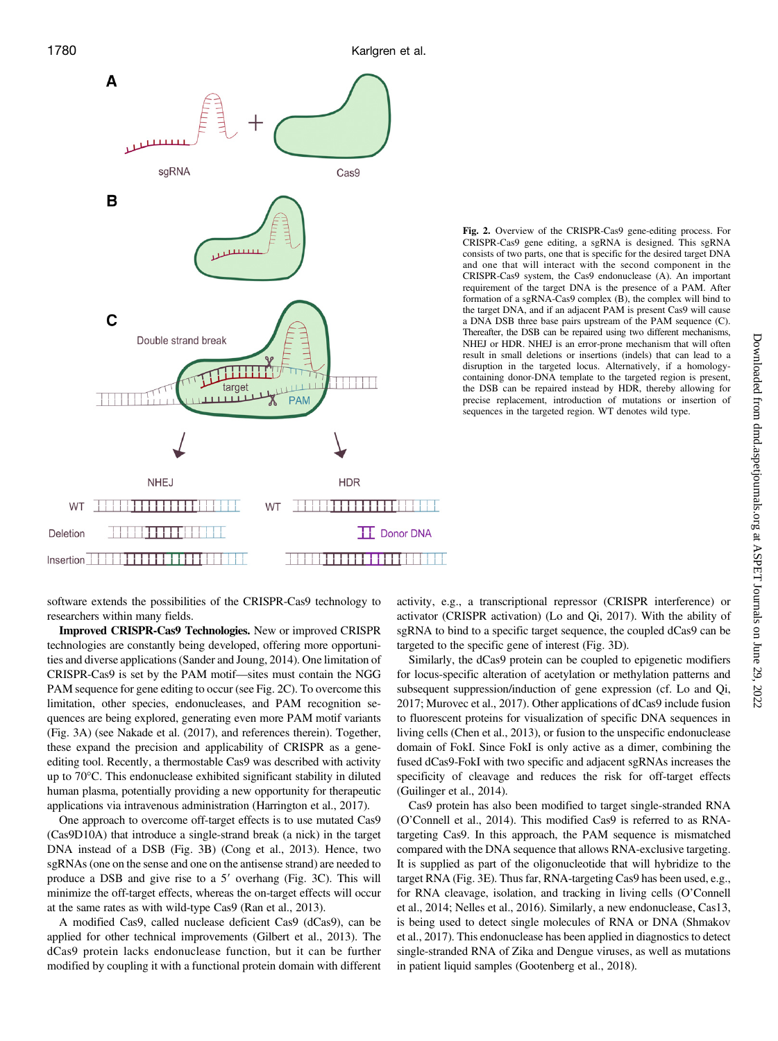Fig. 2. Overview of the CRISPR-Cas9 gene-editing process. For CRISPR-Cas9 gene editing, a sgRNA is designed. This sgRNA consists of two parts, one that is specific for the desired target DNA and one that will interact with the second component in the CRISPR-Cas9 system, the Cas9 endonuclease (A). An important requirement of the target DNA is the presence of a PAM. After formation of a sgRNA-Cas9 complex (B), the complex will bind to the target DNA, and if an adjacent PAM is present Cas9 will cause a DNA DSB three base pairs upstream of the PAM sequence (C). Thereafter, the DSB can be repaired using two different mechanisms, NHEJ or HDR. NHEJ is an error-prone mechanism that will often result in small deletions or insertions (indels) that can lead to a disruption in the targeted locus. Alternatively, if a homology-containing donor-DNA template to the targeted region is present, the DSB can be repaired instead by HDR, thereby allowing for precise replacement, introduction of mutations or insertion of sequences in the targeted region. WT denotes wild type.

software extends the possibilities of the CRISPR-Cas9 technology to researchers within many fields.

**Improved CRISPR-Cas9 Technologies.** New or improved CRISPR technologies are constantly being developed, offering more opportunities and diverse applications (Sander and Joung, 2014). One limitation of CRISPR-Cas9 is set by the PAM motif—sites must contain the NGG PAM sequence for gene editing to occur (see Fig. 2C). To overcome this limitation, other species, endonucleases, and PAM recognition sequences are being explored, generating even more PAM motif variants (Fig. 3A) (see Nakade et al. (2017), and references therein). Together, these expand the precision and applicability of CRISPR as a gene-editing tool. Recently, a thermostable Cas9 was described with activity up to 70°C. This endonuclease exhibited significant stability in diluted human plasma, potentially providing a new opportunity for therapeutic applications via intravenous administration (Harrington et al., 2017).

One approach to overcome off-target effects is to use mutated Cas9 (Cas9D10A) that introduce a single-strand break (a nick) in the target DNA instead of a DSB (Fig. 3B) (Cong et al., 2013). Hence, two sgRNAs (one on the sense and one on the antisense strand) are needed to produce a DSB and give rise to a 5′ overhang (Fig. 3C). This will minimize the off-target effects, whereas the on-target effects will occur at the same rates as with wild-type Cas9 (Ran et al., 2013).

A modified Cas9, called nuclease deficient Cas9 (dCas9), can be applied for other technical improvements (Gilbert et al., 2013). The dCas9 protein lacks endonuclease function, but it can be further modified by coupling it with a functional protein domain with different activity, e.g., a transcriptional repressor (CRISPR interference) or activator (CRISPR activation) (Lo and Qi, 2017). With the ability of sgRNA to bind to a specific target sequence, the coupled dCas9 can be targeted to the specific gene of interest (Fig. 3D).

Similarly, the dCas9 protein can be coupled to epigenetic modifiers for locus-specific alteration of acetylation or methylation patterns and subsequent suppression/induction of gene expression (cf. Lo and Qi, 2017; Murovec et al., 2017). Other applications of dCas9 include fusion to fluorescent proteins for visualization of specific DNA sequences in living cells (Chen et al., 2013), or fusion to the unspecific endonuclease domain of FokI. Since FokI is only active as a dimer, combining the fused dCas9-FokI with two specific and adjacent sgRNAs increases the specificity of cleavage and reduces the risk for off-target effects (Guilinger et al., 2014).

Cas9 protein has also been modified to target single-stranded RNA (O'Connell et al., 2014). This modified Cas9 is referred to as RNA-targeting Cas9. In this approach, the PAM sequence is mismatched compared with the DNA sequence that allows RNA-exclusive targeting. It is supplied as part of the oligonucleotide that will hybridize to the target RNA (Fig. 3E). Thus far, RNA-targeting Cas9 has been used, e.g., for RNA cleavage, isolation, and tracking in living cells (O'Connell et al., 2014; Nelles et al., 2016). Similarly, a new endonuclease, Cas13, is being used to detect single molecules of RNA or DNA (Shmakov et al., 2017). This endonuclease has been applied in diagnostics to detect single-stranded RNA of Zika and Dengue viruses, as well as mutations in patient liquid samples (Gootenberg et al., 2018).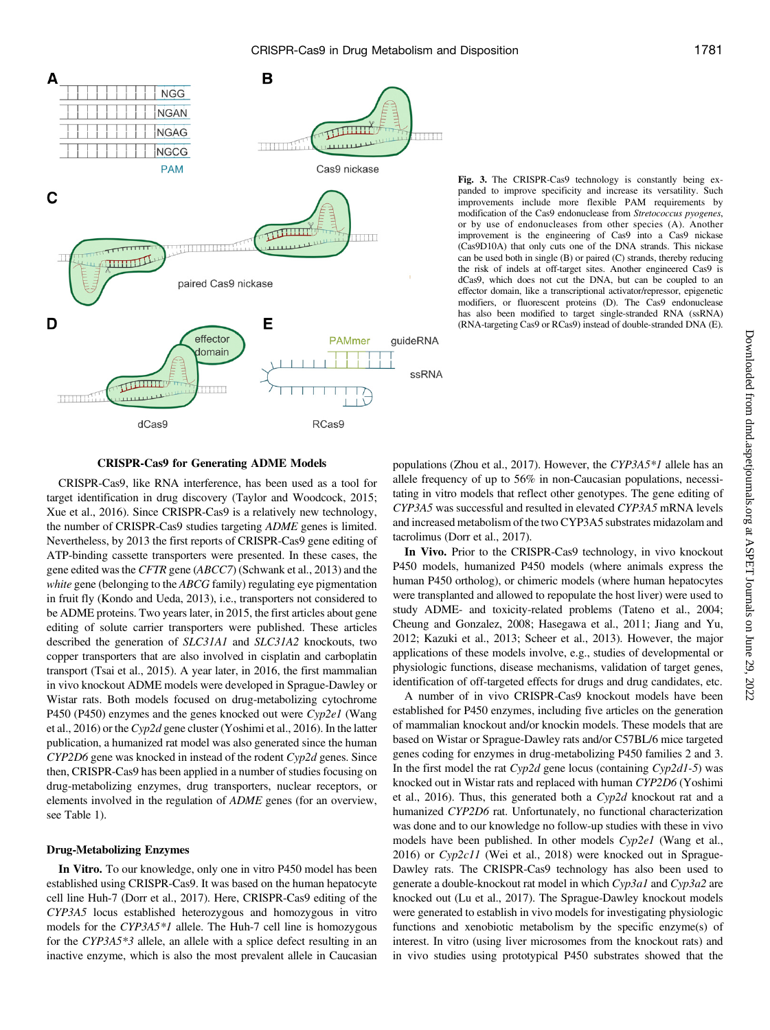Fig. 3. The CRISPR-Cas9 technology is constantly being expanded to improve specificity and increase its versatility. Such improvements include more flexible PAM requirements by modification of the Cas9 endonuclease from *Stretococcus pyogenes*, or by use of endonucleases from other species (A). Another improvement is the engineering of Cas9 into a Cas9 nickase (Cas9D10A) that only cuts one of the DNA strands. This nickase can be used both in single (B) or paired (C) strands, thereby reducing the risk of indels at off-target sites. Another engineered Cas9 is dCas9, which does not cut the DNA, but can be coupled to an effector domain, like a transcriptional activator/repressor, epigenetic modifiers, or fluorescent proteins (D). The Cas9 endonuclease has also been modified to target single-stranded RNA (ssRNA) (RNA-targeting Cas9 or RCas9) instead of double-stranded DNA (E).

## CRISPR-Cas9 for Generating ADME Models

CRISPR-Cas9, like RNA interference, has been used as a tool for target identification in drug discovery (Taylor and Woodcock, 2015; Xue et al., 2016). Since CRISPR-Cas9 is a relatively new technology, the number of CRISPR-Cas9 studies targeting *ADME* genes is limited. Nevertheless, by 2013 the first reports of CRISPR-Cas9 gene editing of ATP-binding cassette transporters were presented. In these cases, the gene edited was the *CFTR* gene (*ABCC7*) (Schwank et al., 2013) and the *white* gene (belonging to the *ABCG* family) regulating eye pigmentation in fruit fly (Kondo and Ueda, 2013), i.e., transporters not considered to be ADME proteins. Two years later, in 2015, the first articles about gene editing of solute carrier transporters were published. These articles described the generation of *SLC31A1* and *SLC31A2* knockouts, two copper transporters that are also involved in cisplatin and carboplatin transport (Tsai et al., 2015). A year later, in 2016, the first mammalian in vivo knockout ADME models were developed in Sprague-Dawley or Wistar rats. Both models focused on drug-metabolizing cytochrome P450 (P450) enzymes and the genes knocked out were *Cyp2e1* (Wang et al., 2016) or the *Cyp2d* gene cluster (Yoshimi et al., 2016). In the latter publication, a humanized rat model was also generated since the human *CYP2D6* gene was knocked in instead of the rodent *Cyp2d* genes. Since then, CRISPR-Cas9 has been applied in a number of studies focusing on drug-metabolizing enzymes, drug transporters, nuclear receptors, or elements involved in the regulation of *ADME* genes (for an overview, see Table 1).

### Drug-Metabolizing Enzymes

**In Vitro.** To our knowledge, only one in vitro P450 model has been established using CRISPR-Cas9. It was based on the human hepatocyte cell line Huh-7 (Dorr et al., 2017). Here, CRISPR-Cas9 editing of the *CYP3A5* locus established heterozygous and homozygous in vitro models for the *CYP3A5\*1* allele. The Huh-7 cell line is homozygous for the *CYP3A5\*3* allele, an allele with a splice defect resulting in an inactive enzyme, which is also the most prevalent allele in Caucasian populations (Zhou et al., 2017). However, the *CYP3A5\*1* allele has an allele frequency of up to 56% in non-Caucasian populations, necessitating in vitro models that reflect other genotypes. The gene editing of *CYP3A5* was successful and resulted in elevated *CYP3A5* mRNA levels and increased metabolism of the two CYP3A5 substrates midazolam and tacrolimus (Dorr et al., 2017).

**In Vivo.** Prior to the CRISPR-Cas9 technology, in vivo knockout P450 models, humanized P450 models (where animals express the human P450 ortholog), or chimeric models (where human hepatocytes were transplanted and allowed to repopulate the host liver) were used to study ADME- and toxicity-related problems (Tateno et al., 2004; Cheung and Gonzalez, 2008; Hasegawa et al., 2011; Jiang and Yu, 2012; Kazuki et al., 2013; Scheer et al., 2013). However, the major applications of these models involve, e.g., studies of developmental or physiologic functions, disease mechanisms, validation of target genes, identification of off-targeted effects for drugs and drug candidates, etc.

A number of in vivo CRISPR-Cas9 knockout models have been established for P450 enzymes, including five articles on the generation of mammalian knockout and/or knockin models. These models that are based on Wistar or Sprague-Dawley rats and/or C57BL/6 mice targeted genes coding for enzymes in drug-metabolizing P450 families 2 and 3. In the first model the rat *Cyp2d* gene locus (containing *Cyp2d1-5*) was knocked out in Wistar rats and replaced with human *CYP2D6* (Yoshimi et al., 2016). Thus, this generated both a *Cyp2d* knockout rat and a humanized *CYP2D6* rat. Unfortunately, no functional characterization was done and to our knowledge no follow-up studies with these in vivo models have been published. In other models *Cyp2e1* (Wang et al., 2016) or *Cyp2c11* (Wei et al., 2018) were knocked out in Sprague-Dawley rats. The CRISPR-Cas9 technology has also been used to generate a double-knockout rat model in which *Cyp3a1* and *Cyp3a2* are knocked out (Lu et al., 2017). The Sprague-Dawley knockout models were generated to establish in vivo models for investigating physiologic functions and xenobiotic metabolism by the specific enzyme(s) of interest. In vitro (using liver microsomes from the knockout rats) and in vivo studies using prototypical P450 substrates showed that the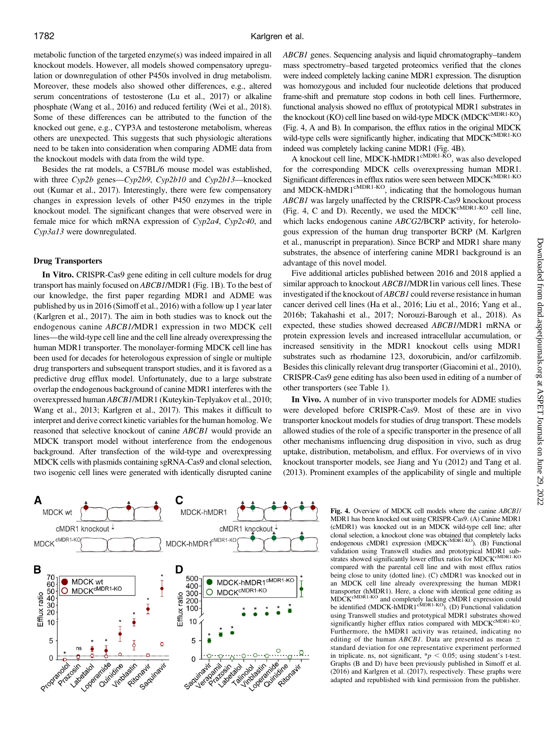metabolic function of the targeted enzyme(s) was indeed impaired in all knockout models. However, all models showed compensatory upregulation or downregulation of other P450s involved in drug metabolism. Moreover, these models also showed other differences, e.g., altered serum concentrations of testosterone (Lu et al., 2017) or alkaline phosphate (Wang et al., 2016) and reduced fertility (Wei et al., 2018). Some of these differences can be attributed to the function of the knocked out gene, e.g., CYP3A and testosterone metabolism, whereas others are unexpected. This suggests that such physiologic alterations need to be taken into consideration when comparing ADME data from the knockout models with data from the wild type.

Besides the rat models, a C57BL/6 mouse model was established, with three *Cyp2b* genes—*Cyp2b9*, *Cyp2b10* and *Cyp2b13*—knocked out (Kumar et al., 2017). Interestingly, there were few compensatory changes in expression levels of other P450 enzymes in the triple knockout model. The significant changes that were observed were in female mice for which mRNA expression of *Cyp2a4*, *Cyp2c40*, and *Cyp3a13* were downregulated.

### Drug Transporters

**In Vitro.** CRISPR-Cas9 gene editing in cell culture models for drug transport has mainly focused on *ABCB1*/MDR1 (Fig. 1B). To the best of our knowledge, the first paper regarding MDR1 and ADME was published by us in 2016 (Simoff et al., 2016) with a follow up 1 year later (Karlgren et al., 2017). The aim in both studies was to knock out the endogenous canine *ABCB1*/MDR1 expression in two MDCK cell lines—the wild-type cell line and the cell line already overexpressing the human MDR1 transporter. The monolayer-forming MDCK cell line has been used for decades for heterologous expression of single or multiple drug transporters and subsequent transport studies, and it is favored as a predictive drug efflux model. Unfortunately, due to a large substrate overlap the endogenous background of canine MDR1 interferes with the overexpressed human *ABCB1*/MDR1 (Kuteykin-Teplyakov et al., 2010; Wang et al., 2013; Karlgren et al., 2017). This makes it difficult to interpret and derive correct kinetic variables for the human homolog. We reasoned that selective knockout of canine *ABCB1* would provide an MDCK transport model without interference from the endogenous background. After transfection of the wild-type and overexpressing MDCK cells with plasmids containing sgRNA-Cas9 and clonal selection, two isogenic cell lines were generated with identically disrupted canine *ABCB1* genes. Sequencing analysis and liquid chromatography–tandem mass spectrometry–based targeted proteomics verified that the clones were indeed completely lacking canine MDR1 expression. The disruption was homozygous and included four nucleotide deletions that produced frame-shift and premature stop codons in both cell lines. Furthermore, functional analysis showed no efflux of prototypical MDR1 substrates in the knockout (KO) cell line based on wild-type MDCK (MDCK$^{cMDR1\text{-}KO}$) (Fig. 4, A and B). In comparison, the efflux ratios in the original MDCK wild-type cells were significantly higher, indicating that MDCK$^{cMDR1\text{-}KO}$ indeed was completely lacking canine MDR1 (Fig. 4B).

A knockout cell line, MDCK-hMDR1$^{cMDR1\text{-}KO}$, was also developed for the corresponding MDCK cells overexpressing human MDR1. Significant differences in efflux ratios were seen between MDCK$^{cMDR1\text{-}KO}$ and MDCK-hMDR1$^{cMDR1\text{-}KO}$, indicating that the homologous human *ABCB1* was largely unaffected by the CRISPR-Cas9 knockout process (Fig. 4, C and D). Recently, we used the MDCK$^{cMDR1\text{-}KO}$ cell line, which lacks endogenous canine *ABCG2*/BCRP activity, for heterologous expression of the human drug transporter BCRP (M. Karlgren et al., manuscript in preparation). Since BCRP and MDR1 share many substrates, the absence of interfering canine MDR1 background is an advantage of this novel model.

Five additional articles published between 2016 and 2018 applied a similar approach to knockout *ABCB1*/MDR1in various cell lines. These investigated if the knockout of *ABCB1* could reverse resistance in human cancer derived cell lines (Ha et al., 2016; Liu et al., 2016; Yang et al., 2016b; Takahashi et al., 2017; Norouzi-Barough et al., 2018). As expected, these studies showed decreased *ABCB1*/MDR1 mRNA or protein expression levels and increased intracellular accumulation, or increased sensitivity in the MDR1 knockout cells using MDR1 substrates such as rhodamine 123, doxorubicin, and/or carfilzomib. Besides this clinically relevant drug transporter (Giacomini et al., 2010), CRISPR-Cas9 gene editing has also been used in editing of a number of other transporters (see Table 1).

**In Vivo.** A number of in vivo transporter models for ADME studies were developed before CRISPR-Cas9. Most of these are in vivo transporter knockout models for studies of drug transport. These models allowed studies of the role of a specific transporter in the presence of all other mechanisms influencing drug disposition in vivo, such as drug uptake, distribution, metabolism, and efflux. For overviews of in vivo knockout transporter models, see Jiang and Yu (2012) and Tang et al. (2013). Prominent examples of the applicability of single and multiple

Fig. 4. Overview of MDCK cell models where the canine *ABCB1*/MDR1 has been knocked out using CRISPR-Cas9. (A) Canine MDR1 (cMDR1) was knocked out in an MDCK wild-type cell line; after clonal selection, a knockout clone was obtained that completely lacks endogenous cMDR1 expression (MDCK$^{cMDR1\text{-}KO}$). (B) Functional validation using Transwell studies and prototypical MDR1 substrates showed significantly lower efflux ratios for MDCK$^{cMDR1\text{-}KO}$ compared with the parental cell line and with most efflux ratios being close to unity (dotted line). (C) cMDR1 was knocked out in an MDCK cell line already overexpressing the human MDR1 transporter (hMDR1). Here, a clone with identical gene editing as MDCK$^{cMDR1\text{-}KO}$ and completely lacking cMDR1 expression could be identified (MDCK-hMDR1$^{cMDR1\text{-}KO}$). (D) Functional validation using Transwell studies and prototypical MDR1 substrates showed significantly higher efflux ratios compared with MDCK$^{cMDR1\text{-}KO}$. Furthermore, the hMDR1 activity was retained, indicating no editing of the human *ABCB1*. Data are presented as mean ± standard deviation for one representative experiment performed in triplicate. ns, not significant, *$p < 0.05$; using student's t-test. Graphs (B and D) have been previously published in Simoff et al. (2016) and Karlgren et al. (2017), respectively. These graphs were adapted and republished with kind permission from the publisher.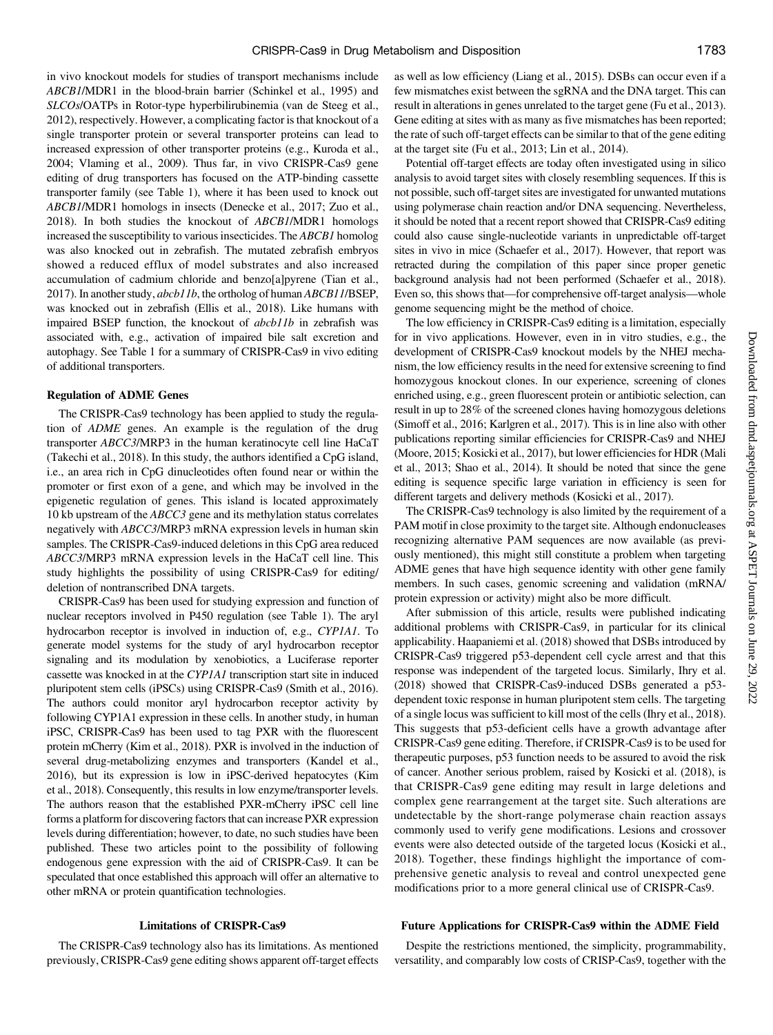in vivo knockout models for studies of transport mechanisms include *ABCB1*/MDR1 in the blood-brain barrier (Schinkel et al., 1995) and *SLCOs*/OATPs in Rotor-type hyperbilirubinemia (van de Steeg et al., 2012), respectively. However, a complicating factor is that knockout of a single transporter protein or several transporter proteins can lead to increased expression of other transporter proteins (e.g., Kuroda et al., 2004; Vlaming et al., 2009). Thus far, in vivo CRISPR-Cas9 gene editing of drug transporters has focused on the ATP-binding cassette transporter family (see Table 1), where it has been used to knock out *ABCB1*/MDR1 homologs in insects (Denecke et al., 2017; Zuo et al., 2018). In both studies the knockout of *ABCB1*/MDR1 homologs increased the susceptibility to various insecticides. The *ABCB1* homolog was also knocked out in zebrafish. The mutated zebrafish embryos showed a reduced efflux of model substrates and also increased accumulation of cadmium chloride and benzo[a]pyrene (Tian et al., 2017). In another study, *abcb11b*, the ortholog of human *ABCB11*/BSEP, was knocked out in zebrafish (Ellis et al., 2018). Like humans with impaired BSEP function, the knockout of *abcb11b* in zebrafish was associated with, e.g., activation of impaired bile salt excretion and autophagy. See Table 1 for a summary of CRISPR-Cas9 in vivo editing of additional transporters.

### Regulation of ADME Genes

The CRISPR-Cas9 technology has been applied to study the regulation of *ADME* genes. An example is the regulation of the drug transporter *ABCC3*/MRP3 in the human keratinocyte cell line HaCaT (Takechi et al., 2018). In this study, the authors identified a CpG island, i.e., an area rich in CpG dinucleotides often found near or within the promoter or first exon of a gene, and which may be involved in the epigenetic regulation of genes. This island is located approximately 10 kb upstream of the *ABCC3* gene and its methylation status correlates negatively with *ABCC3*/MRP3 mRNA expression levels in human skin samples. The CRISPR-Cas9-induced deletions in this CpG area reduced *ABCC3*/MRP3 mRNA expression levels in the HaCaT cell line. This study highlights the possibility of using CRISPR-Cas9 for editing/deletion of nontranscribed DNA targets.

CRISPR-Cas9 has been used for studying expression and function of nuclear receptors involved in P450 regulation (see Table 1). The aryl hydrocarbon receptor is involved in induction of, e.g., *CYP1A1*. To generate model systems for the study of aryl hydrocarbon receptor signaling and its modulation by xenobiotics, a Luciferase reporter cassette was knocked in at the *CYP1A1* transcription start site in induced pluripotent stem cells (iPSCs) using CRISPR-Cas9 (Smith et al., 2016). The authors could monitor aryl hydrocarbon receptor activity by following CYP1A1 expression in these cells. In another study, in human iPSC, CRISPR-Cas9 has been used to tag PXR with the fluorescent protein mCherry (Kim et al., 2018). PXR is involved in the induction of several drug-metabolizing enzymes and transporters (Kandel et al., 2016), but its expression is low in iPSC-derived hepatocytes (Kim et al., 2018). Consequently, this results in low enzyme/transporter levels. The authors reason that the established PXR-mCherry iPSC cell line forms a platform for discovering factors that can increase PXR expression levels during differentiation; however, to date, no such studies have been published. These two articles point to the possibility of following endogenous gene expression with the aid of CRISPR-Cas9. It can be speculated that once established this approach will offer an alternative to other mRNA or protein quantification technologies.

## Limitations of CRISPR-Cas9

The CRISPR-Cas9 technology also has its limitations. As mentioned previously, CRISPR-Cas9 gene editing shows apparent off-target effects as well as low efficiency (Liang et al., 2015). DSBs can occur even if a few mismatches exist between the sgRNA and the DNA target. This can result in alterations in genes unrelated to the target gene (Fu et al., 2013). Gene editing at sites with as many as five mismatches has been reported; the rate of such off-target effects can be similar to that of the gene editing at the target site (Fu et al., 2013; Lin et al., 2014).

Potential off-target effects are today often investigated using in silico analysis to avoid target sites with closely resembling sequences. If this is not possible, such off-target sites are investigated for unwanted mutations using polymerase chain reaction and/or DNA sequencing. Nevertheless, it should be noted that a recent report showed that CRISPR-Cas9 editing could also cause single-nucleotide variants in unpredictable off-target sites in vivo in mice (Schaefer et al., 2017). However, that report was retracted during the compilation of this paper since proper genetic background analysis had not been performed (Schaefer et al., 2018). Even so, this shows that—for comprehensive off-target analysis—whole genome sequencing might be the method of choice.

The low efficiency in CRISPR-Cas9 editing is a limitation, especially for in vivo applications. However, even in in vitro studies, e.g., the development of CRISPR-Cas9 knockout models by the NHEJ mechanism, the low efficiency results in the need for extensive screening to find homozygous knockout clones. In our experience, screening of clones enriched using, e.g., green fluorescent protein or antibiotic selection, can result in up to 28% of the screened clones having homozygous deletions (Simoff et al., 2016; Karlgren et al., 2017). This is in line also with other publications reporting similar efficiencies for CRISPR-Cas9 and NHEJ (Moore, 2015; Kosicki et al., 2017), but lower efficiencies for HDR (Mali et al., 2013; Shao et al., 2014). It should be noted that since the gene editing is sequence specific large variation in efficiency is seen for different targets and delivery methods (Kosicki et al., 2017).

The CRISPR-Cas9 technology is also limited by the requirement of a PAM motif in close proximity to the target site. Although endonucleases recognizing alternative PAM sequences are now available (as previously mentioned), this might still constitute a problem when targeting ADME genes that have high sequence identity with other gene family members. In such cases, genomic screening and validation (mRNA/protein expression or activity) might also be more difficult.

After submission of this article, results were published indicating additional problems with CRISPR-Cas9, in particular for its clinical applicability. Haapaniemi et al. (2018) showed that DSBs introduced by CRISPR-Cas9 triggered p53-dependent cell cycle arrest and that this response was independent of the targeted locus. Similarly, Ihry et al. (2018) showed that CRISPR-Cas9-induced DSBs generated a p53-dependent toxic response in human pluripotent stem cells. The targeting of a single locus was sufficient to kill most of the cells (Ihry et al., 2018). This suggests that p53-deficient cells have a growth advantage after CRISPR-Cas9 gene editing. Therefore, if CRISPR-Cas9 is to be used for therapeutic purposes, p53 function needs to be assured to avoid the risk of cancer. Another serious problem, raised by Kosicki et al. (2018), is that CRISPR-Cas9 gene editing may result in large deletions and complex gene rearrangement at the target site. Such alterations are undetectable by the short-range polymerase chain reaction assays commonly used to verify gene modifications. Lesions and crossover events were also detected outside of the targeted locus (Kosicki et al., 2018). Together, these findings highlight the importance of comprehensive genetic analysis to reveal and control unexpected gene modifications prior to a more general clinical use of CRISPR-Cas9.

## Future Applications for CRISPR-Cas9 within the ADME Field

Despite the restrictions mentioned, the simplicity, programmability, versatility, and comparably low costs of CRISP-Cas9, together with the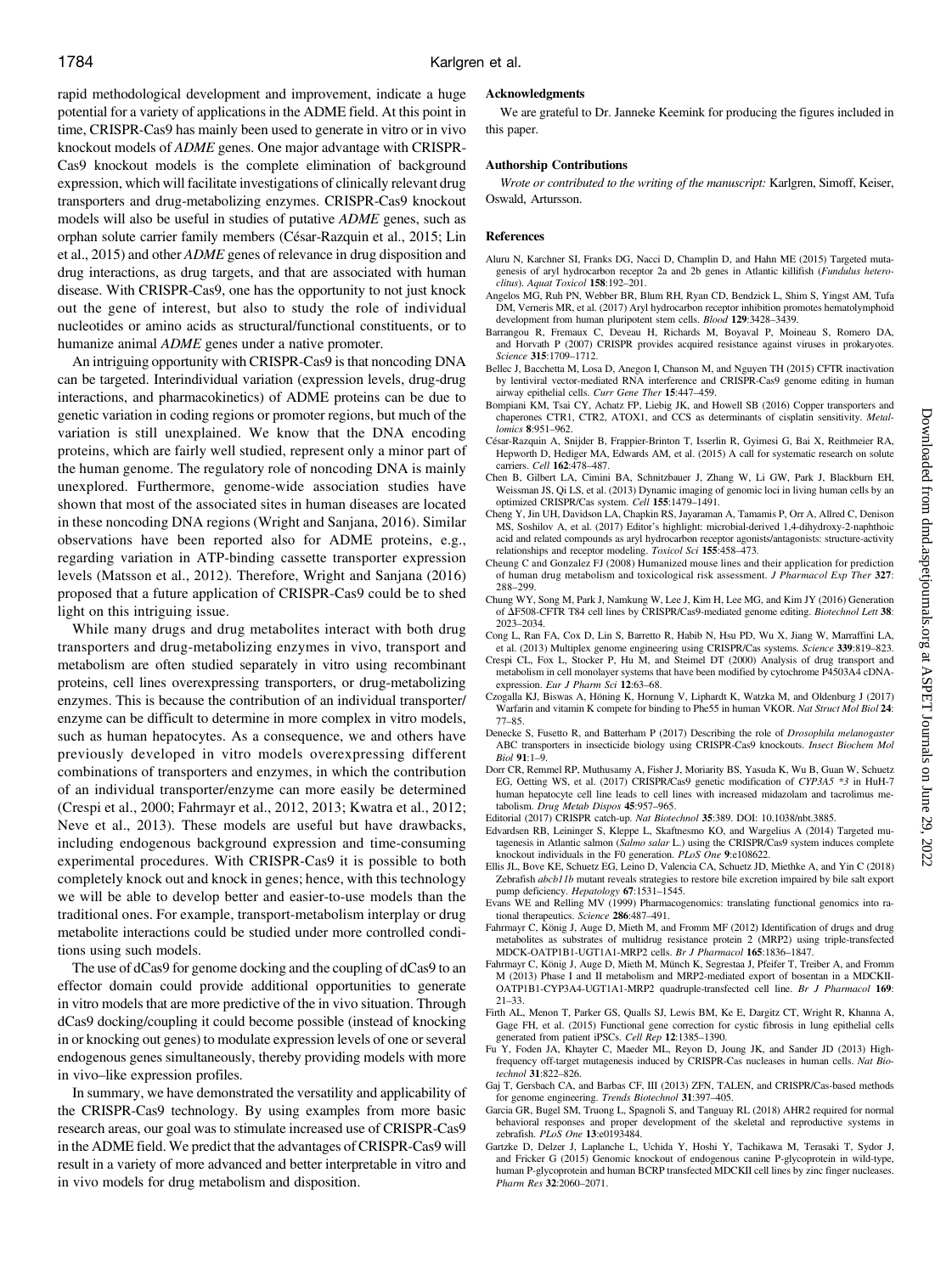rapid methodological development and improvement, indicate a huge potential for a variety of applications in the ADME field. At this point in time, CRISPR-Cas9 has mainly been used to generate in vitro or in vivo knockout models of *ADME* genes. One major advantage with CRISPR-Cas9 knockout models is the complete elimination of background expression, which will facilitate investigations of clinically relevant drug transporters and drug-metabolizing enzymes. CRISPR-Cas9 knockout models will also be useful in studies of putative *ADME* genes, such as orphan solute carrier family members (César-Razquin et al., 2015; Lin et al., 2015) and other *ADME* genes of relevance in drug disposition and drug interactions, as drug targets, and that are associated with human disease. With CRISPR-Cas9, one has the opportunity to not just knock out the gene of interest, but also to study the role of individual nucleotides or amino acids as structural/functional constituents, or to humanize animal *ADME* genes under a native promoter.

An intriguing opportunity with CRISPR-Cas9 is that noncoding DNA can be targeted. Interindividual variation (expression levels, drug-drug interactions, and pharmacokinetics) of ADME proteins can be due to genetic variation in coding regions or promoter regions, but much of the variation is still unexplained. We know that the DNA encoding proteins, which are fairly well studied, represent only a minor part of the human genome. The regulatory role of noncoding DNA is mainly unexplored. Furthermore, genome-wide association studies have shown that most of the associated sites in human diseases are located in these noncoding DNA regions (Wright and Sanjana, 2016). Similar observations have been reported also for ADME proteins, e.g., regarding variation in ATP-binding cassette transporter expression levels (Matsson et al., 2012). Therefore, Wright and Sanjana (2016) proposed that a future application of CRISPR-Cas9 could be to shed light on this intriguing issue.

While many drugs and drug metabolites interact with both drug transporters and drug-metabolizing enzymes in vivo, transport and metabolism are often studied separately in vitro using recombinant proteins, cell lines overexpressing transporters, or drug-metabolizing enzymes. This is because the contribution of an individual transporter/enzyme can be difficult to determine in more complex in vitro models, such as human hepatocytes. As a consequence, we and others have previously developed in vitro models overexpressing different combinations of transporters and enzymes, in which the contribution of an individual transporter/enzyme can more easily be determined (Crespi et al., 2000; Fahrmayr et al., 2012, 2013; Kwatra et al., 2012; Neve et al., 2013). These models are useful but have drawbacks, including endogenous background expression and time-consuming experimental procedures. With CRISPR-Cas9 it is possible to both completely knock out and knock in genes; hence, with this technology we will be able to develop better and easier-to-use models than the traditional ones. For example, transport-metabolism interplay or drug metabolite interactions could be studied under more controlled conditions using such models.

The use of dCas9 for genome docking and the coupling of dCas9 to an effector domain could provide additional opportunities to generate in vitro models that are more predictive of the in vivo situation. Through dCas9 docking/coupling it could become possible (instead of knocking in or knocking out genes) to modulate expression levels of one or several endogenous genes simultaneously, thereby providing models with more in vivo–like expression profiles.

In summary, we have demonstrated the versatility and applicability of the CRISPR-Cas9 technology. By using examples from more basic research areas, our goal was to stimulate increased use of CRISPR-Cas9 in the ADME field. We predict that the advantages of CRISPR-Cas9 will result in a variety of more advanced and better interpretable in vitro and in vivo models for drug metabolism and disposition.

#### Acknowledgments

We are grateful to Dr. Janneke Keemink for producing the figures included in this paper.

#### Authorship Contributions

*Wrote or contributed to the writing of the manuscript:* Karlgren, Simoff, Keiser, Oswald, Artursson.

#### References

Aluru N, Karchner SI, Franks DG, Nacci D, Champlin D, and Hahn ME (2015) Targeted mutagenesis of aryl hydrocarbon receptor 2a and 2b genes in Atlantic killifish (*Fundulus heteroclitus*). *Aquat Toxicol* **158**:192–201.

Angelos MG, Ruh PN, Webber BR, Blum RH, Ryan CD, Bendzick L, Shim S, Yingst AM, Tufa DM, Verneris MR, et al. (2017) Aryl hydrocarbon receptor inhibition promotes hematolymphoid development from human pluripotent stem cells. *Blood* **129**:3428–3439.

Barrangou R, Fremaux C, Deveau H, Richards M, Boyaval P, Moineau S, Romero DA, and Horvath P (2007) CRISPR provides acquired resistance against viruses in prokaryotes. *Science* **315**:1709–1712.

Bellec J, Bacchetta M, Losa D, Anegon I, Chanson M, and Nguyen TH (2015) CFTR inactivation by lentiviral vector-mediated RNA interference and CRISPR-Cas9 genome editing in human airway epithelial cells. *Curr Gene Ther* **15**:447–459.

Bompiani KM, Tsai CY, Achatz FP, Liebig JK, and Howell SB (2016) Copper transporters and chaperones CTR1, CTR2, ATOX1, and CCS as determinants of cisplatin sensitivity. *Metallomics* **8**:951–962.

César-Razquin A, Snijder B, Frappier-Brinton T, Isserlin R, Gyimesi G, Bai X, Reithmeier RA, Hepworth D, Hediger MA, Edwards AM, et al. (2015) A call for systematic research on solute carriers. *Cell* **162**:478–487.

Chen B, Gilbert LA, Cimini BA, Schnitzbauer J, Zhang W, Li GW, Park J, Blackburn EH, Weissman JS, Qi LS, et al. (2013) Dynamic imaging of genomic loci in living human cells by an optimized CRISPR/Cas system. *Cell* **155**:1479–1491.

Cheng Y, Jin UH, Davidson LA, Chapkin RS, Jayaraman A, Tamamis P, Orr A, Allred C, Denison MS, Soshilov A, et al. (2017) Editor's highlight: microbial-derived 1,4-dihydroxy-2-naphthoic acid and related compounds as aryl hydrocarbon receptor agonists/antagonists: structure-activity relationships and receptor modeling. *Toxicol Sci* **155**:458–473.

Cheung C and Gonzalez FJ (2008) Humanized mouse lines and their application for prediction of human drug metabolism and toxicological risk assessment. *J Pharmacol Exp Ther* **327**: 288–299.

Chung WY, Song M, Park J, Namkung W, Lee J, Kim H, Lee MG, and Kim JY (2016) Generation of ΔF508-CFTR T84 cell lines by CRISPR/Cas9-mediated genome editing. *Biotechnol Lett* **38**: 2023–2034.

Cong L, Ran FA, Cox D, Lin S, Barretto R, Habib N, Hsu PD, Wu X, Jiang W, Marraffini LA, et al. (2013) Multiplex genome engineering using CRISPR/Cas systems. *Science* **339**:819–823.

Crespi CL, Fox L, Stocker P, Hu M, and Steimel DT (2000) Analysis of drug transport and metabolism in cell monolayer systems that have been modified by cytochrome P4503A4 cDNA-expression. *Eur J Pharm Sci* **12**:63–68.

Czogalla KJ, Biswas A, Höning K, Hornung V, Liphardt K, Watzka M, and Oldenburg J (2017) Warfarin and vitamin K compete for binding to Phe55 in human VKOR. *Nat Struct Mol Biol* **24**: 77–85.

Denecke S, Fusetto R, and Batterham P (2017) Describing the role of *Drosophila melanogaster* ABC transporters in insecticide biology using CRISPR-Cas9 knockouts. *Insect Biochem Mol Biol* **91**:1–9.

Dorr CR, Remmel RP, Muthusamy A, Fisher J, Moriarity BS, Yasuda K, Wu B, Guan W, Schuetz EG, Oetting WS, et al. (2017) CRISPR/Cas9 genetic modification of *CYP3A5 \*3* in HuH-7 human hepatocyte cell line leads to cell lines with increased midazolam and tacrolimus metabolism. *Drug Metab Dispos* **45**:957–965.

Editorial (2017) CRISPR catch-up. *Nat Biotechnol* **35**:389. DOI: 10.1038/nbt.3885.

Edvardsen RB, Leininger S, Kleppe L, Skaftnesmo KO, and Wargelius A (2014) Targeted mutagenesis in Atlantic salmon (*Salmo salar* L.) using the CRISPR/Cas9 system induces complete knockout individuals in the F0 generation. *PLoS One* **9**:e108622.

Ellis JL, Bove KE, Schuetz EG, Leino D, Valencia CA, Schuetz JD, Miethke A, and Yin C (2018) Zebrafish *abcb11b* mutant reveals strategies to restore bile excretion impaired by bile salt export pump deficiency. *Hepatology* **67**:1531–1545.

Evans WE and Relling MV (1999) Pharmacogenomics: translating functional genomics into rational therapeutics. *Science* **286**:487–491.

Fahrmayr C, König J, Auge D, Mieth M, and Fromm MF (2012) Identification of drugs and drug metabolites as substrates of multidrug resistance protein 2 (MRP2) using triple-transfected MDCK-OATP1B1-UGT1A1-MRP2 cells. *Br J Pharmacol* **165**:1836–1847.

Fahrmayr C, König J, Auge D, Mieth M, Münch K, Segrestaa J, Pfeifer T, Treiber A, and Fromm M (2013) Phase I and II metabolism and MRP2-mediated export of bosentan in a MDCKII-OATP1B1-CYP3A4-UGT1A1-MRP2 quadruple-transfected cell line. *Br J Pharmacol* **169**: 21–33.

Firth AL, Menon T, Parker GS, Qualls SJ, Lewis BM, Ke E, Dargitz CT, Wright R, Khanna A, Gage FH, et al. (2015) Functional gene correction for cystic fibrosis in lung epithelial cells generated from patient iPSCs. *Cell Rep* **12**:1385–1390.

Fu Y, Foden JA, Khayter C, Maeder ML, Reyon D, Joung JK, and Sander JD (2013) High-frequency off-target mutagenesis induced by CRISPR-Cas nucleases in human cells. *Nat Biotechnol* **31**:822–826.

Gaj T, Gersbach CA, and Barbas CF, III (2013) ZFN, TALEN, and CRISPR/Cas-based methods for genome engineering. *Trends Biotechnol* **31**:397–405.

Garcia GR, Bugel SM, Truong L, Spagnoli S, and Tanguay RL (2018) AHR2 required for normal behavioral responses and proper development of the skeletal and reproductive systems in zebrafish. *PLoS One* **13**:e0193484.

Gartzke D, Delzer J, Laplanche L, Uchida Y, Hoshi Y, Tachikawa M, Terasaki T, Sydor J, and Fricker G (2015) Genomic knockout of endogenous canine P-glycoprotein in wild-type, human P-glycoprotein and human BCRP transfected MDCKII cell lines by zinc finger nucleases. *Pharm Res* **32**:2060–2071.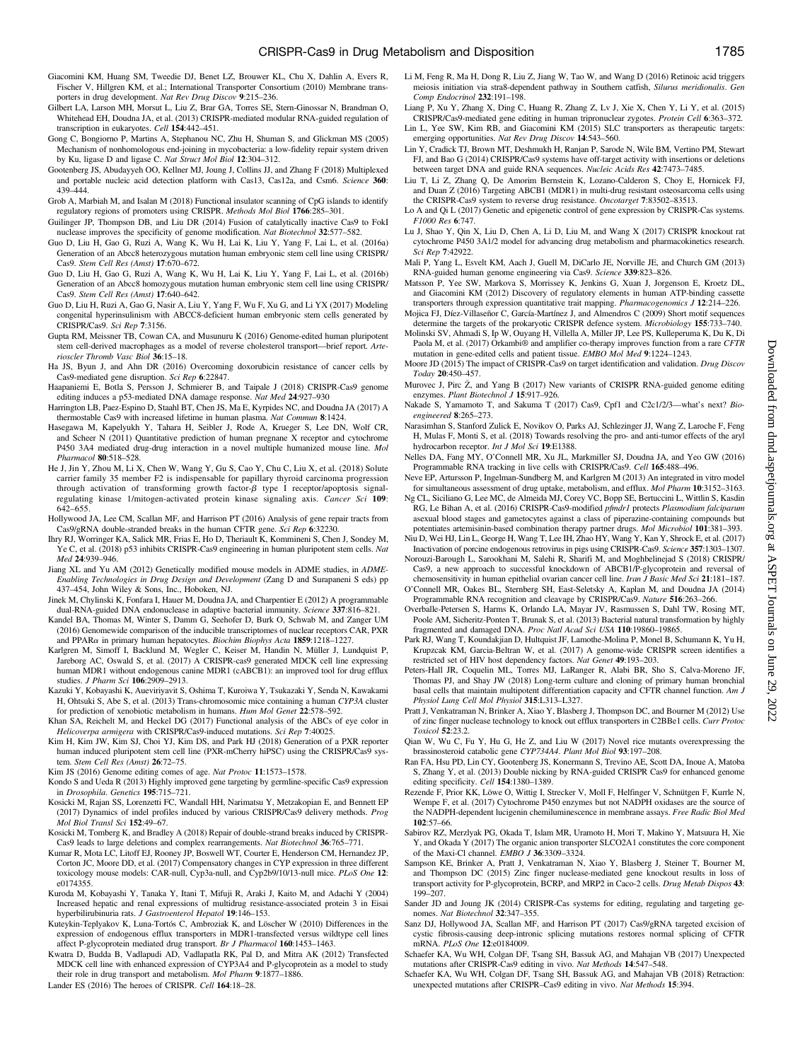Giacomini KM, Huang SM, Tweedie DJ, Benet LZ, Brouwer KL, Chu X, Dahlin A, Evers R, Fischer V, Hillgren KM, et al.; International Transporter Consortium (2010) Membrane transporters in drug development. *Nat Rev Drug Discov* **9**:215–236.

Gilbert LA, Larson MH, Morsut L, Liu Z, Brar GA, Torres SE, Stern-Ginossar N, Brandman O, Whitehead EH, Doudna JA, et al. (2013) CRISPR-mediated modular RNA-guided regulation of transcription in eukaryotes. *Cell* **154**:442–451.

Gong C, Bongiorno P, Martins A, Stephanou NC, Zhu H, Shuman S, and Glickman MS (2005) Mechanism of nonhomologous end-joining in mycobacteria: a low-fidelity repair system driven by Ku, ligase D and ligase C. *Nat Struct Mol Biol* **12**:304–312.

Gootenberg JS, Abudayyeh OO, Kellner MJ, Joung J, Collins JJ, and Zhang F (2018) Multiplexed and portable nucleic acid detection platform with Cas13, Cas12a, and Csm6. *Science* **360**: 439–444.

Grob A, Marbiah M, and Isalan M (2018) Functional insulator scanning of CpG islands to identify regulatory regions of promoters using CRISPR. *Methods Mol Biol* **1766**:285–301.

Guilinger JP, Thompson DB, and Liu DR (2014) Fusion of catalytically inactive Cas9 to FokI nuclease improves the specificity of genome modification. *Nat Biotechnol* **32**:577–582.

Guo D, Liu H, Gao G, Ruzi A, Wang K, Wu H, Lai K, Liu Y, Yang F, Lai L, et al. (2016a) Generation of an Abcc8 heterozygous mutation human embryonic stem cell line using CRISPR/Cas9. *Stem Cell Res (Amst)* **17**:670–672.

Guo D, Liu H, Gao G, Ruzi A, Wang K, Wu H, Lai K, Liu Y, Yang F, Lai L, et al. (2016b) Generation of an Abcc8 homozygous mutation human embryonic stem cell line using CRISPR/Cas9. *Stem Cell Res (Amst)* **17**:640–642.

Guo D, Liu H, Ruzi A, Gao G, Nasir A, Liu Y, Yang F, Wu F, Xu G, and Li YX (2017) Modeling congenital hyperinsulinism with ABCC8-deficient human embryonic stem cells generated by CRISPR/Cas9. *Sci Rep* **7**:3156.

Gupta RM, Meissner TB, Cowan CA, and Musunuru K (2016) Genome-edited human pluripotent stem cell-derived macrophages as a model of reverse cholesterol transport—brief report. *Arterioscler Thromb Vasc Biol* **36**:15–18.

Ha JS, Byun J, and Ahn DR (2016) Overcoming doxorubicin resistance of cancer cells by Cas9-mediated gene disruption. *Sci Rep* **6**:22847.

Haapaniemi E, Botla S, Persson J, Schmierer B, and Taipale J (2018) CRISPR-Cas9 genome editing induces a p53-mediated DNA damage response. *Nat Med* **24**:927–930

Harrington LB, Paez-Espino D, Staahl BT, Chen JS, Ma E, Kyrpides NC, and Doudna JA (2017) A thermostable Cas9 with increased lifetime in human plasma. *Nat Commun* **8**:1424.

Hasegawa M, Kapelyukh Y, Tahara H, Seibler J, Rode A, Krueger S, Lee DN, Wolf CR, and Scheer N (2011) Quantitative prediction of human pregnane X receptor and cytochrome P450 3A4 mediated drug-drug interaction in a novel multiple humanized mouse line. *Mol Pharmacol* **80**:518–528.

He J, Jin Y, Zhou M, Li X, Chen W, Wang Y, Gu S, Cao Y, Chu C, Liu X, et al. (2018) Solute carrier family 35 member F2 is indispensable for papillary thyroid carcinoma progression through activation of transforming growth factor-β type I receptor/apoptosis signal-regulating kinase 1/mitogen-activated protein kinase signaling axis. *Cancer Sci* **109**: 642–655.

Hollywood JA, Lee CM, Scallan MF, and Harrison PT (2016) Analysis of gene repair tracts from Cas9/gRNA double-stranded breaks in the human CFTR gene. *Sci Rep* **6**:32230.

Ihry RJ, Worringer KA, Salick MR, Frias E, Ho D, Theriault K, Kommineni S, Chen J, Sondey M, Ye C, et al. (2018) p53 inhibits CRISPR-Cas9 engineering in human pluripotent stem cells. *Nat Med* **24**:939–946.

Jiang XL and Yu AM (2012) Genetically modified mouse models in ADME studies, in *ADME-Enabling Technologies in Drug Design and Development* (Zang D and Surapaneni S eds) pp 437–454, John Wiley & Sons, Inc., Hoboken, NJ.

Jinek M, Chylinski K, Fonfara I, Hauer M, Doudna JA, and Charpentier E (2012) A programmable dual-RNA-guided DNA endonuclease in adaptive bacterial immunity. *Science* **337**:816–821.

Kandel BA, Thomas M, Winter S, Damm G, Seehofer D, Burk O, Schwab M, and Zanger UM (2016) Genomewide comparison of the inducible transcriptomes of nuclear receptors CAR, PXR and PPARα in primary human hepatocytes. *Biochim Biophys Acta* **1859**:1218–1227.

Karlgren M, Simoff I, Backlund M, Wegler C, Keiser M, Handin N, Müller J, Lundquist P, Jareborg AC, Oswald S, et al. (2017) A CRISPR-cas9 generated MDCK cell line expressing human MDR1 without endogenous canine MDR1 (cABCB1): an improved tool for drug efflux studies. *J Pharm Sci* **106**:2909–2913.

Kazuki Y, Kobayashi K, Aueviriyavit S, Oshima T, Kuroiwa Y, Tsukazaki Y, Senda N, Kawakami H, Ohtsuki S, Abe S, et al. (2013) Trans-chromosomic mice containing a human *CYP3A* cluster for prediction of xenobiotic metabolism in humans. *Hum Mol Genet* **22**:578–592.

Khan SA, Reichelt M, and Heckel DG (2017) Functional analysis of the ABCs of eye color in *Helicoverpa armigera* with CRISPR/Cas9-induced mutations. *Sci Rep* **7**:40025.

Kim H, Kim JW, Kim SJ, Choi YJ, Kim DS, and Park HJ (2018) Generation of a PXR reporter human induced pluripotent stem cell line (PXR-mCherry hiPSC) using the CRISPR/Cas9 system. *Stem Cell Res (Amst)* **26**:72–75.

Kim JS (2016) Genome editing comes of age. *Nat Protoc* **11**:1573–1578.

Kondo S and Ueda R (2013) Highly improved gene targeting by germline-specific Cas9 expression in *Drosophila*. *Genetics* **195**:715–721.

Kosicki M, Rajan SS, Lorenzetti FC, Wandall HH, Narimatsu Y, Metzakopian E, and Bennett EP (2017) Dynamics of indel profiles induced by various CRISPR/Cas9 delivery methods. *Prog Mol Biol Transl Sci* **152**:49–67.

Kosicki M, Tomberg K, and Bradley A (2018) Repair of double-strand breaks induced by CRISPR-Cas9 leads to large deletions and complex rearrangements. *Nat Biotechnol* **36**:765–771.

Kumar R, Mota LC, Litoff EJ, Rooney JP, Boswell WT, Courter E, Henderson CM, Hernandez JP, Corton JC, Moore DD, et al. (2017) Compensatory changes in CYP expression in three different toxicology mouse models: CAR-null, Cyp3a-null, and Cyp2b9/10/13-null mice. *PLoS One* **12**: e0174355.

Kuroda M, Kobayashi Y, Tanaka Y, Itani T, Mifuji R, Araki J, Kaito M, and Adachi Y (2004) Increased hepatic and renal expressions of multidrug resistance-associated protein 3 in Eisai hyperbilirubinuria rats. *J Gastroenterol Hepatol* **19**:146–153.

Kuteykin-Teplyakov K, Luna-Tortós C, Ambroziak K, and Löscher W (2010) Differences in the expression of endogenous efflux transporters in MDR1-transfected versus wildtype cell lines affect P-glycoprotein mediated drug transport. *Br J Pharmacol* **160**:1453–1463.

Kwatra D, Budda B, Vadlapudi AD, Vadlapatla RK, Pal D, and Mitra AK (2012) Transfected MDCK cell line with enhanced expression of CYP3A4 and P-glycoprotein as a model to study their role in drug transport and metabolism. *Mol Pharm* **9**:1877–1886.

Lander ES (2016) The heroes of CRISPR. *Cell* **164**:18–28.

Li M, Feng R, Ma H, Dong R, Liu Z, Jiang W, Tao W, and Wang D (2016) Retinoic acid triggers meiosis initiation via stra8-dependent pathway in Southern catfish, *Silurus meridionalis*. *Gen Comp Endocrinol* **232**:191–198.

Liang P, Xu Y, Zhang X, Ding C, Huang R, Zhang Z, Lv J, Xie X, Chen Y, Li Y, et al. (2015) CRISPR/Cas9-mediated gene editing in human tripronuclear zygotes. *Protein Cell* **6**:363–372.

Lin L, Yee SW, Kim RB, and Giacomini KM (2015) SLC transporters as therapeutic targets: emerging opportunities. *Nat Rev Drug Discov* **14**:543–560.

Lin Y, Cradick TJ, Brown MT, Deshmukh H, Ranjan P, Sarode N, Wile BM, Vertino PM, Stewart FJ, and Bao G (2014) CRISPR/Cas9 systems have off-target activity with insertions or deletions between target DNA and guide RNA sequences. *Nucleic Acids Res* **42**:7473–7485.

Liu T, Li Z, Zhang Q, De Amorim Bernstein K, Lozano-Calderon S, Choy E, Hornicek FJ, and Duan Z (2016) Targeting ABCB1 (MDR1) in multi-drug resistant osteosarcoma cells using the CRISPR-Cas9 system to reverse drug resistance. *Oncotarget* **7**:83502–83513.

Lo A and Qi L (2017) Genetic and epigenetic control of gene expression by CRISPR-Cas systems. *F1000 Res* **6**:747.

Lu J, Shao Y, Qin X, Liu D, Chen A, Li D, Liu M, and Wang X (2017) CRISPR knockout rat cytochrome P450 3A1/2 model for advancing drug metabolism and pharmacokinetics research. *Sci Rep* **7**:42922.

Mali P, Yang L, Esvelt KM, Aach J, Guell M, DiCarlo JE, Norville JE, and Church GM (2013) RNA-guided human genome engineering via Cas9. *Science* **339**:823–826.

Matsson P, Yee SW, Markova S, Morrissey K, Jenkins G, Xuan J, Jorgenson E, Kroetz DL, and Giacomini KM (2012) Discovery of regulatory elements in human ATP-binding cassette transporters through expression quantitative trait mapping. *Pharmacogenomics J* **12**:214–226.

Mojica FJ, Díez-Villaseñor C, García-Martínez J, and Almendros C (2009) Short motif sequences determine the targets of the prokaryotic CRISPR defence system. *Microbiology* **155**:733–740.

Molinski SV, Ahmadi S, Ip W, Ouyang H, Villella A, Miller JP, Lee PS, Kulleperuma K, Du K, Di Paola M, et al. (2017) Orkambi® and amplifier co-therapy improves function from a rare *CFTR* mutation in gene-edited cells and patient tissue. *EMBO Mol Med* **9**:1224–1243.

Moore JD (2015) The impact of CRISPR-Cas9 on target identification and validation. *Drug Discov Today* **20**:450–457.

Murovec J, Pirc Ž, and Yang B (2017) New variants of CRISPR RNA-guided genome editing enzymes. *Plant Biotechnol J* **15**:917–926.

Nakade S, Yamamoto T, and Sakuma T (2017) Cas9, Cpf1 and C2c1/2/3—what's next? *Bioengineered* **8**:265–273.

Narasimhan S, Stanford Zulick E, Novikov O, Parks AJ, Schlezinger JJ, Wang Z, Laroche F, Feng H, Mulas F, Monti S, et al. (2018) Towards resolving the pro- and anti-tumor effects of the aryl hydrocarbon receptor. *Int J Mol Sci* **19**:E1388.

Nelles DA, Fang MY, O'Connell MR, Xu JL, Markmiller SJ, Doudna JA, and Yeo GW (2016) Programmable RNA tracking in live cells with CRISPR/Cas9. *Cell* **165**:488–496.

Neve EP, Artursson P, Ingelman-Sundberg M, and Karlgren M (2013) An integrated in vitro model for simultaneous assessment of drug uptake, metabolism, and efflux. *Mol Pharm* **10**:3152–3163.

Ng CL, Siciliano G, Lee MC, de Almeida MJ, Corey VC, Bopp SE, Bertuccini L, Wittlin S, Kasdin RG, Le Bihan A, et al. (2016) CRISPR-Cas9-modified *pfmdr1* protects *Plasmodium falciparum* asexual blood stages and gametocytes against a class of piperazine-containing compounds but potentiates artemisinin-based combination therapy partner drugs. *Mol Microbiol* **101**:381–393.

Niu D, Wei HJ, Lin L, George H, Wang T, Lee IH, Zhao HY, Wang Y, Kan Y, Shrock E, et al. (2017) Inactivation of porcine endogenous retrovirus in pigs using CRISPR-Cas9. *Science* **357**:1303–1307.

Norouzi-Barough L, Sarookhani M, Salehi R, Sharifi M, and Moghbelinejad S (2018) CRISPR/Cas9, a new approach to successful knockdown of ABCB1/P-glycoprotein and reversal of chemosensitivity in human epithelial ovarian cancer cell line. *Iran J Basic Med Sci* **21**:181–187.

O'Connell MR, Oakes BL, Sternberg SH, East-Seletsky A, Kaplan M, and Doudna JA (2014) Programmable RNA recognition and cleavage by CRISPR/Cas9. *Nature* **516**:263–266.

Overballe-Petersen S, Harms K, Orlando LA, Mayar JV, Rasmussen S, Dahl TW, Rosing MT, Poole AM, Sicheritz-Ponten T, Brunak S, et al. (2013) Bacterial natural transformation by highly fragmented and damaged DNA. *Proc Natl Acad Sci USA* **110**:19860–19865.

Park RJ, Wang T, Koundakjian D, Hultquist JF, Lamothe-Molina P, Monel B, Schumann K, Yu H, Krupzcak KM, Garcia-Beltran W, et al. (2017) A genome-wide CRISPR screen identifies a restricted set of HIV host dependency factors. *Nat Genet* **49**:193–203.

Peters-Hall JR, Coquelin ML, Torres MJ, LaRanger R, Alabi BR, Sho S, Calva-Moreno JF, Thomas PJ, and Shay JW (2018) Long-term culture and cloning of primary human bronchial basal cells that maintain multipotent differentiation capacity and CFTR channel function. *Am J Physiol Lung Cell Mol Physiol* **315**:L313–L327.

Pratt J, Venkatraman N, Brinker A, Xiao Y, Blasberg J, Thompson DC, and Bourner M (2012) Use of zinc finger nuclease technology to knock out efflux transporters in C2BBe1 cells. *Curr Protoc Toxicol* **52**:23.2.

Qian W, Wu C, Fu Y, Hu G, He Z, and Liu W (2017) Novel rice mutants overexpressing the brassinosteroid catabolic gene *CYP734A4*. *Plant Mol Biol* **93**:197–208.

Ran FA, Hsu PD, Lin CY, Gootenberg JS, Konermann S, Trevino AE, Scott DA, Inoue A, Matoba S, Zhang Y, et al. (2013) Double nicking by RNA-guided CRISPR Cas9 for enhanced genome editing specificity. *Cell* **154**:1380–1389.

Rezende F, Prior KK, Löwe O, Wittig I, Strecker V, Moll F, Helfinger V, Schnütgen F, Kurrle N, Wempe F, et al. (2017) Cytochrome P450 enzymes but not NADPH oxidases are the source of the NADPH-dependent lucigenin chemiluminescence in membrane assays. *Free Radic Biol Med* **102**:57–66.

Sabirov RZ, Merzlyak PG, Okada T, Islam MR, Uramoto H, Mori T, Makino Y, Matsuura H, Xie Y, and Okada Y (2017) The organic anion transporter SLCO2A1 constitutes the core component of the Maxi-Cl channel. *EMBO J* **36**:3309–3324.

Sampson KE, Brinker A, Pratt J, Venkatraman N, Xiao Y, Blasberg J, Steiner T, Bourner M, and Thompson DC (2015) Zinc finger nuclease-mediated gene knockout results in loss of transport activity for P-glycoprotein, BCRP, and MRP2 in Caco-2 cells. *Drug Metab Dispos* **43**: 199–207.

Sander JD and Joung JK (2014) CRISPR-Cas systems for editing, regulating and targeting genomes. *Nat Biotechnol* **32**:347–355.

Sanz DJ, Hollywood JA, Scallan MF, and Harrison PT (2017) Cas9/gRNA targeted excision of cystic fibrosis-causing deep-intronic splicing mutations restores normal splicing of CFTR mRNA. *PLoS One* **12**:e0184009.

Schaefer KA, Wu WH, Colgan DF, Tsang SH, Bassuk AG, and Mahajan VB (2017) Unexpected mutations after CRISPR-Cas9 editing in vivo. *Nat Methods* **14**:547–548.

Schaefer KA, Wu WH, Colgan DF, Tsang SH, Bassuk AG, and Mahajan VB (2018) Retraction: unexpected mutations after CRISPR–Cas9 editing in vivo. *Nat Methods* **15**:394.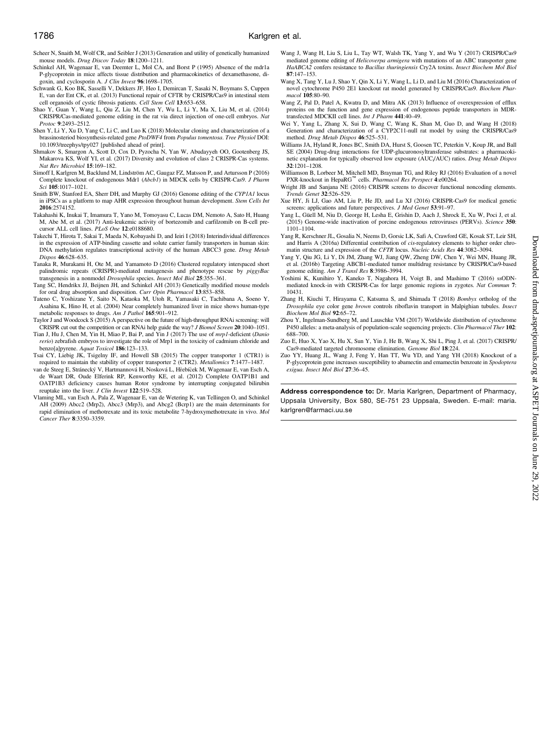Scheer N, Snaith M, Wolf CR, and Seibler J (2013) Generation and utility of genetically humanized mouse models. *Drug Discov Today* **18**:1200–1211.

Schinkel AH, Wagenaar E, van Deemter L, Mol CA, and Borst P (1995) Absence of the mdr1a P-glycoprotein in mice affects tissue distribution and pharmacokinetics of dexamethasone, digoxin, and cyclosporin A. *J Clin Invest* **96**:1698–1705.

Schwank G, Koo BK, Sasselli V, Dekkers JF, Heo I, Demircan T, Sasaki N, Boymans S, Cuppen E, van der Ent CK, et al. (2013) Functional repair of CFTR by CRISPR/Cas9 in intestinal stem cell organoids of cystic fibrosis patients. *Cell Stem Cell* **13**:653–658.

Shao Y, Guan Y, Wang L, Qiu Z, Liu M, Chen Y, Wu L, Li Y, Ma X, Liu M, et al. (2014) CRISPR/Cas-mediated genome editing in the rat via direct injection of one-cell embryos. *Nat Protoc* **9**:2493–2512.

Shen Y, Li Y, Xu D, Yang C, Li C, and Luo K (2018) Molecular cloning and characterization of a brassinosteriod biosynthesis-related gene *PtoDWF4* from *Populus tomentosa*. *Tree Physiol* DOI: 10.1093/treephys/tpy027 [published ahead of print].

Shmakov S, Smargon A, Scott D, Cox D, Pyzocha N, Yan W, Abudayyeh OO, Gootenberg JS, Makarova KS, Wolf YI, et al. (2017) Diversity and evolution of class 2 CRISPR-Cas systems. *Nat Rev Microbiol* **15**:169–182.

Simoff I, Karlgren M, Backlund M, Lindström AC, Gaugaz FZ, Matsson P, and Artursson P (2016) Complete knockout of endogenous Mdr1 (*Abcb1*) in MDCK cells by CRISPR-Cas9. *J Pharm Sci* **105**:1017–1021.

Smith BW, Stanford EA, Sherr DH, and Murphy GJ (2016) Genome editing of the *CYP1A1* locus in iPSCs as a platform to map AHR expression throughout human development. *Stem Cells Int* **2016**:2574152.

Takahashi K, Inukai T, Imamura T, Yano M, Tomoyasu C, Lucas DM, Nemoto A, Sato H, Huang M, Abe M, et al. (2017) Anti-leukemic activity of bortezomib and carfilzomib on B-cell precursor ALL cell lines. *PLoS One* **12**:e0188680.

Takechi T, Hirota T, Sakai T, Maeda N, Kobayashi D, and Ieiri I (2018) Interindividual differences in the expression of ATP-binding cassette and solute carrier family transporters in human skin: DNA methylation regulates transcriptional activity of the human ABCC3 gene. *Drug Metab Dispos* **46**:628–635.

Tanaka R, Murakami H, Ote M, and Yamamoto D (2016) Clustered regulatory interspaced short palindromic repeats (CRISPR)-mediated mutagenesis and phenotype rescue by *piggyBac* transgenesis in a nonmodel *Drosophila* species. *Insect Mol Biol* **25**:355–361.

Tang SC, Hendrikx JJ, Beijnen JH, and Schinkel AH (2013) Genetically modified mouse models for oral drug absorption and disposition. *Curr Opin Pharmacol* **13**:853–858.

Tateno C, Yoshizane Y, Saito N, Kataoka M, Utoh R, Yamasaki C, Tachibana A, Soeno Y, Asahina K, Hino H, et al. (2004) Near completely humanized liver in mice shows human-type metabolic responses to drugs. *Am J Pathol* **165**:901–912.

Taylor J and Woodcock S (2015) A perspective on the future of high-throughput RNAi screening: will CRISPR cut out the competition or can RNAi help guide the way? *J Biomol Screen* **20**:1040–1051.

Tian J, Hu J, Chen M, Yin H, Miao P, Bai P, and Yin J (2017) The use of *mrp1*-deficient (*Danio rerio*) zebrafish embryos to investigate the role of Mrp1 in the toxicity of cadmium chloride and benzo[a]pyrene. *Aquat Toxicol* **186**:123–133.

Tsai CY, Liebig JK, Tsigelny IF, and Howell SB (2015) The copper transporter 1 (CTR1) is required to maintain the stability of copper transporter 2 (CTR2). *Metallomics* **7**:1477–1487.

van de Steeg E, Stránecký V, Hartmannová H, Nosková L, Hřebíček M, Wagenaar E, van Esch A, de Waart DR, Oude Elferink RP, Kenworthy KE, et al. (2012) Complete OATP1B1 and OATP1B3 deficiency causes human Rotor syndrome by interrupting conjugated bilirubin reuptake into the liver. *J Clin Invest* **122**:519–528.

Vlaming ML, van Esch A, Pala Z, Wagenaar E, van de Wetering K, van Tellingen O, and Schinkel AH (2009) Abcc2 (Mrp2), Abcc3 (Mrp3), and Abcg2 (Bcrp1) are the main determinants for rapid elimination of methotrexate and its toxic metabolite 7-hydroxymethotrexate in vivo. *Mol Cancer Ther* **8**:3350–3359.

Wang J, Wang H, Liu S, Liu L, Tay WT, Walsh TK, Yang Y, and Wu Y (2017) CRISPR/Cas9 mediated genome editing of *Helicoverpa armigera* with mutations of an ABC transporter gene *HaABCA2* confers resistance to *Bacillus thuringiensis* Cry2A toxins. *Insect Biochem Mol Biol* **87**:147–153.

Wang X, Tang Y, Lu J, Shao Y, Qin X, Li Y, Wang L, Li D, and Liu M (2016) Characterization of novel cytochrome P450 2E1 knockout rat model generated by CRISPR/Cas9. *Biochem Pharmacol* **105**:80–90.

Wang Z, Pal D, Patel A, Kwatra D, and Mitra AK (2013) Influence of overexpression of efflux proteins on the function and gene expression of endogenous peptide transporters in MDR-transfected MDCKII cell lines. *Int J Pharm* **441**:40–49.

Wei Y, Yang L, Zhang X, Sui D, Wang C, Wang K, Shan M, Guo D, and Wang H (2018) Generation and characterization of a CYP2C11-null rat model by using the CRISPR/Cas9 method. *Drug Metab Dispos* **46**:525–531.

Williams JA, Hyland R, Jones BC, Smith DA, Hurst S, Goosen TC, Peterkin V, Koup JR, and Ball SE (2004) Drug-drug interactions for UDP-glucuronosyltransferase substrates: a pharmacokinetic explanation for typically observed low exposure ($AUC_i$/AUC) ratios. *Drug Metab Dispos* **32**:1201–1208.

Williamson B, Lorbeer M, Mitchell MD, Brayman TG, and Riley RJ (2016) Evaluation of a novel PXR-knockout in HepaRG™ cells. *Pharmacol Res Perspect* **4**:e00264.

Wright JB and Sanjana NE (2016) CRISPR screens to discover functional noncoding elements. *Trends Genet* **32**:526–529.

Xue HY, Ji LJ, Gao AM, Liu P, He JD, and Lu XJ (2016) CRISPR-Cas9 for medical genetic screens: applications and future perspectives. *J Med Genet* **53**:91–97.

Yang L, Güell M, Niu D, George H, Lesha E, Grishin D, Aach J, Shrock E, Xu W, Poci J, et al. (2015) Genome-wide inactivation of porcine endogenous retroviruses (PERVs). *Science* **350**: 1101–1104.

Yang R, Kerschner JL, Gosalia N, Neems D, Gorsic LK, Safi A, Crawford GE, Kosak ST, Leir SH, and Harris A (2016a) Differential contribution of *cis*-regulatory elements to higher order chromatin structure and expression of the *CFTR* locus. *Nucleic Acids Res* **44**:3082–3094.

Yang Y, Qiu JG, Li Y, Di JM, Zhang WJ, Jiang QW, Zheng DW, Chen Y, Wei MN, Huang JR, et al. (2016b) Targeting ABCB1-mediated tumor multidrug resistance by CRISPR/Cas9-based genome editing. *Am J Transl Res* **8**:3986–3994.

Yoshimi K, Kunihiro Y, Kaneko T, Nagahora H, Voigt B, and Mashimo T (2016) ssODN-mediated knock-in with CRISPR-Cas for large genomic regions in zygotes. *Nat Commun* **7**: 10431.

Zhang H, Kiuchi T, Hirayama C, Katsuma S, and Shimada T (2018) *Bombyx* ortholog of the *Drosophila* eye color gene *brown* controls riboflavin transport in Malpighian tubules. *Insect Biochem Mol Biol* **92**:65–72.

Zhou Y, Ingelman-Sundberg M, and Lauschke VM (2017) Worldwide distribution of cytochrome P450 alleles: a meta-analysis of population-scale sequencing projects. *Clin Pharmacol Ther* **102**: 688–700.

Zuo E, Huo X, Yao X, Hu X, Sun Y, Yin J, He B, Wang X, Shi L, Ping J, et al. (2017) CRISPR/Cas9-mediated targeted chromosome elimination. *Genome Biol* **18**:224.

Zuo YY, Huang JL, Wang J, Feng Y, Han TT, Wu YD, and Yang YH (2018) Knockout of a P-glycoprotein gene increases susceptibility to abamectin and emamectin benzoate in *Spodoptera exigua*. *Insect Mol Biol* **27**:36–45.

---

**Address correspondence to:** Dr. Maria Karlgren, Department of Pharmacy, Uppsala University, Box 580, SE-751 23 Uppsala, Sweden. E-mail: maria.karlgren@farmaci.uu.se